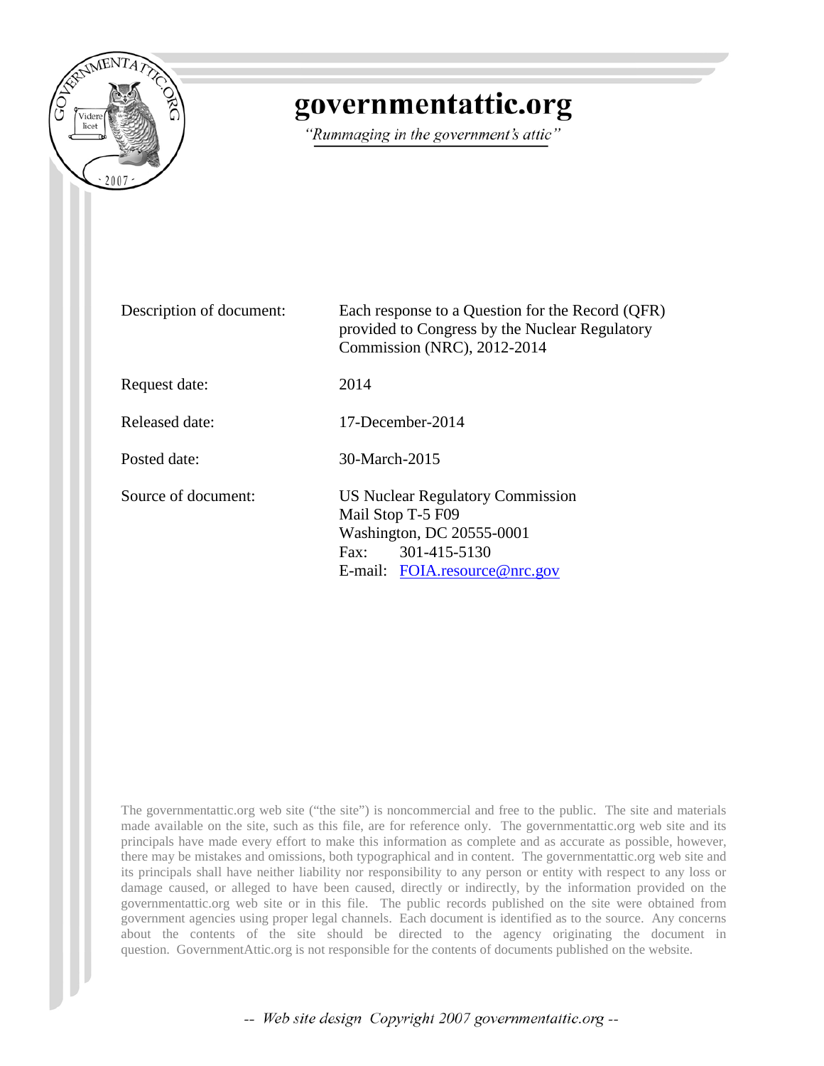# governmentattic.org

*"Rummaging in the government's attic"*

| | |
|---|---|
| Description of document: | Each response to a Question for the Record (QFR) provided to Congress by the Nuclear Regulatory Commission (NRC), 2012-2014 |
| Request date: | 2014 |
| Released date: | 17-December-2014 |
| Posted date: | 30-March-2015 |
| Source of document: | US Nuclear Regulatory Commission<br>Mail Stop T-5 F09<br>Washington, DC 20555-0001<br>Fax: 301-415-5130<br>E-mail: FOIA.resource@nrc.gov |

The governmentattic.org web site ("the site") is noncommercial and free to the public. The site and materials made available on the site, such as this file, are for reference only. The governmentattic.org web site and its principals have made every effort to make this information as complete and as accurate as possible, however, there may be mistakes and omissions, both typographical and in content. The governmentattic.org web site and its principals shall have neither liability nor responsibility to any person or entity with respect to any loss or damage caused, or alleged to have been caused, directly or indirectly, by the information provided on the governmentattic.org web site or in this file. The public records published on the site were obtained from government agencies using proper legal channels. Each document is identified as to the source. Any concerns about the contents of the site should be directed to the agency originating the document in question. GovernmentAttic.org is not responsible for the contents of documents published on the website.

-- Web site design Copyright 2007 governmentattic.org --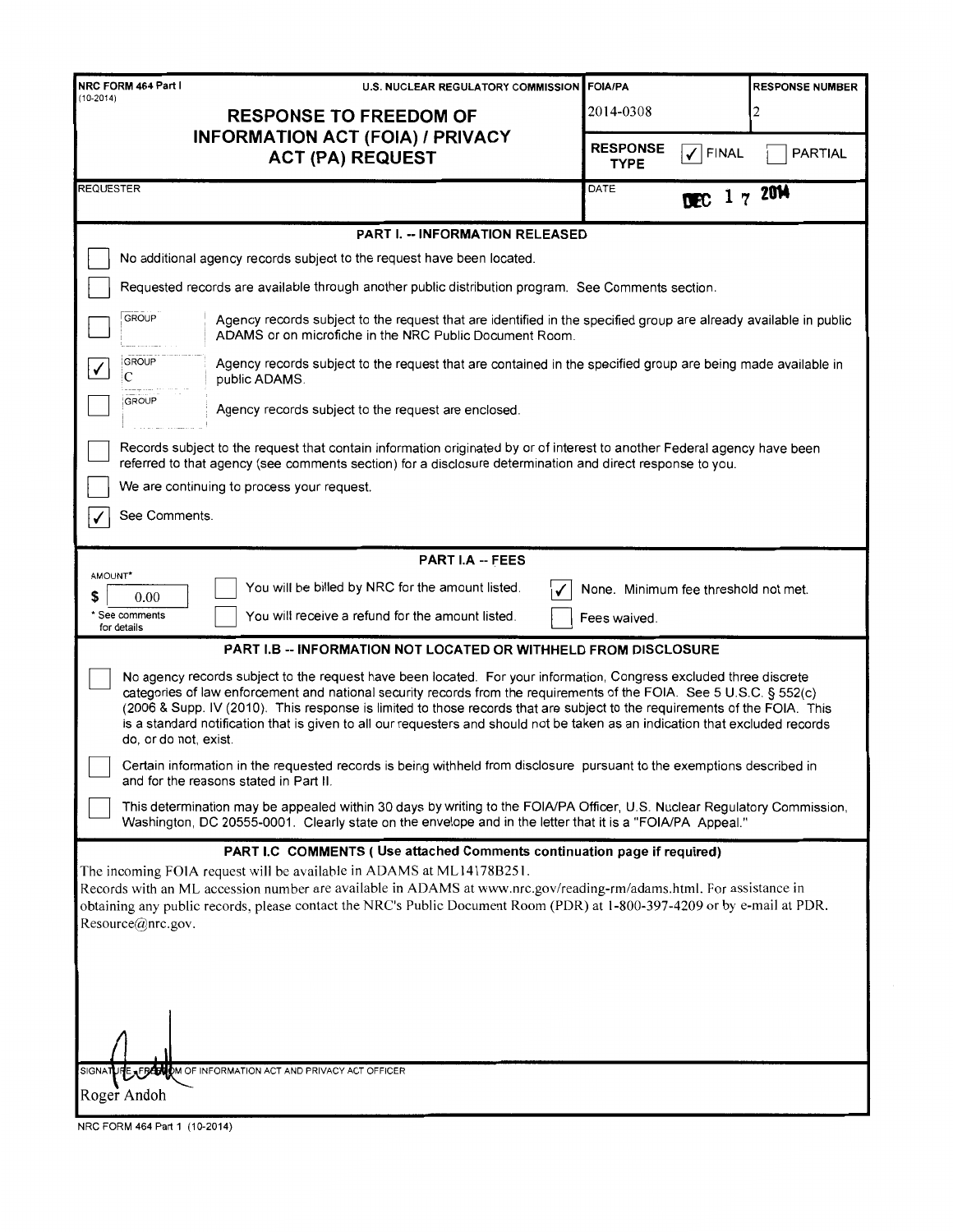NRC FORM 464 Part I (10-2014)

U.S. NUCLEAR REGULATORY COMMISSION

# RESPONSE TO FREEDOM OF INFORMATION ACT (FOIA) / PRIVACY ACT (PA) REQUEST

| FOIA/PA | RESPONSE NUMBER |
| --- | --- |
| 2014-0308 | 2 |

RESPONSE TYPE: ☑ FINAL ☐ PARTIAL

REQUESTER:

DATE: DEC 17 2014

## PART I. -- INFORMATION RELEASED

☐ No additional agency records subject to the request have been located.

☐ Requested records are available through another public distribution program. See Comments section.

☐ GROUP — Agency records subject to the request that are identified in the specified group are already available in public ADAMS or on microfiche in the NRC Public Document Room.

☑ GROUP C — Agency records subject to the request that are contained in the specified group are being made available in public ADAMS.

☐ GROUP — Agency records subject to the request are enclosed.

☐ Records subject to the request that contain information originated by or of interest to another Federal agency have been referred to that agency (see comments section) for a disclosure determination and direct response to you.

☐ We are continuing to process your request.

☑ See Comments.

## PART I.A -- FEES

AMOUNT* $ 0.00

\* See comments for details

☐ You will be billed by NRC for the amount listed.

☐ You will receive a refund for the amount listed.

☑ None. Minimum fee threshold not met.

☐ Fees waived.

## PART I.B -- INFORMATION NOT LOCATED OR WITHHELD FROM DISCLOSURE

☐ No agency records subject to the request have been located. For your information, Congress excluded three discrete categories of law enforcement and national security records from the requirements of the FOIA. See 5 U.S.C. § 552(c) (2006 & Supp. IV (2010). This response is limited to those records that are subject to the requirements of the FOIA. This is a standard notification that is given to all our requesters and should not be taken as an indication that excluded records do, or do not, exist.

☐ Certain information in the requested records is being withheld from disclosure pursuant to the exemptions described in and for the reasons stated in Part II.

☐ This determination may be appealed within 30 days by writing to the FOIA/PA Officer, U.S. Nuclear Regulatory Commission, Washington, DC 20555-0001. Clearly state on the envelope and in the letter that it is a "FOIA/PA Appeal."

## PART I.C COMMENTS ( Use attached Comments continuation page if required)

The incoming FOIA request will be available in ADAMS at ML14178B251.

Records with an ML accession number are available in ADAMS at www.nrc.gov/reading-rm/adams.html. For assistance in obtaining any public records, please contact the NRC's Public Document Room (PDR) at 1-800-397-4209 or by e-mail at PDR.Resource@nrc.gov.

SIGNATURE - FREEDOM OF INFORMATION ACT AND PRIVACY ACT OFFICER

Roger Andoh

NRC FORM 464 Part 1 (10-2014)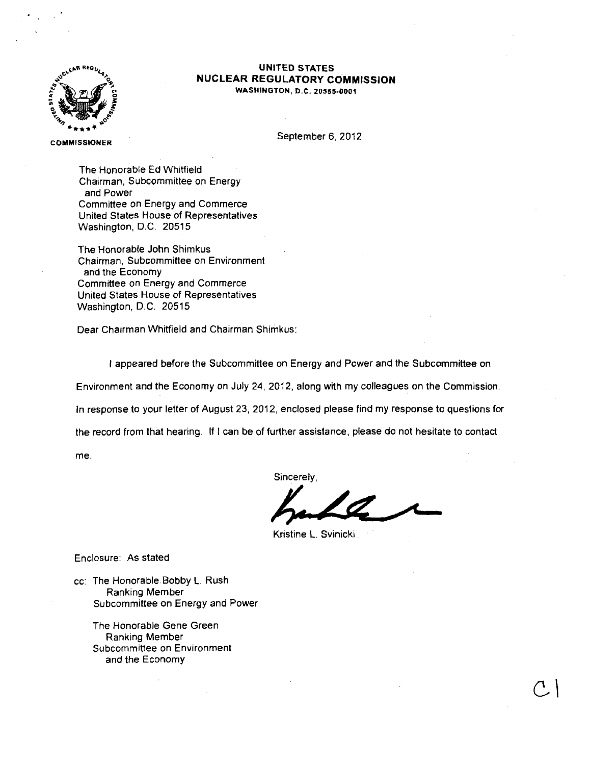**UNITED STATES**
**NUCLEAR REGULATORY COMMISSION**
**WASHINGTON, D.C. 20555-0001**

**COMMISSIONER**

September 6, 2012

The Honorable Ed Whitfield
Chairman, Subcommittee on Energy
and Power
Committee on Energy and Commerce
United States House of Representatives
Washington, D.C. 20515

The Honorable John Shimkus
Chairman, Subcommittee on Environment
and the Economy
Committee on Energy and Commerce
United States House of Representatives
Washington, D.C. 20515

Dear Chairman Whitfield and Chairman Shimkus:

I appeared before the Subcommittee on Energy and Power and the Subcommittee on Environment and the Economy on July 24, 2012, along with my colleagues on the Commission. In response to your letter of August 23, 2012, enclosed please find my response to questions for the record from that hearing. If I can be of further assistance, please do not hesitate to contact me.

Sincerely,

Kristine L. Svinicki

Enclosure: As stated

cc: The Honorable Bobby L. Rush
Ranking Member
Subcommittee on Energy and Power

The Honorable Gene Green
Ranking Member
Subcommittee on Environment
and the Economy

C1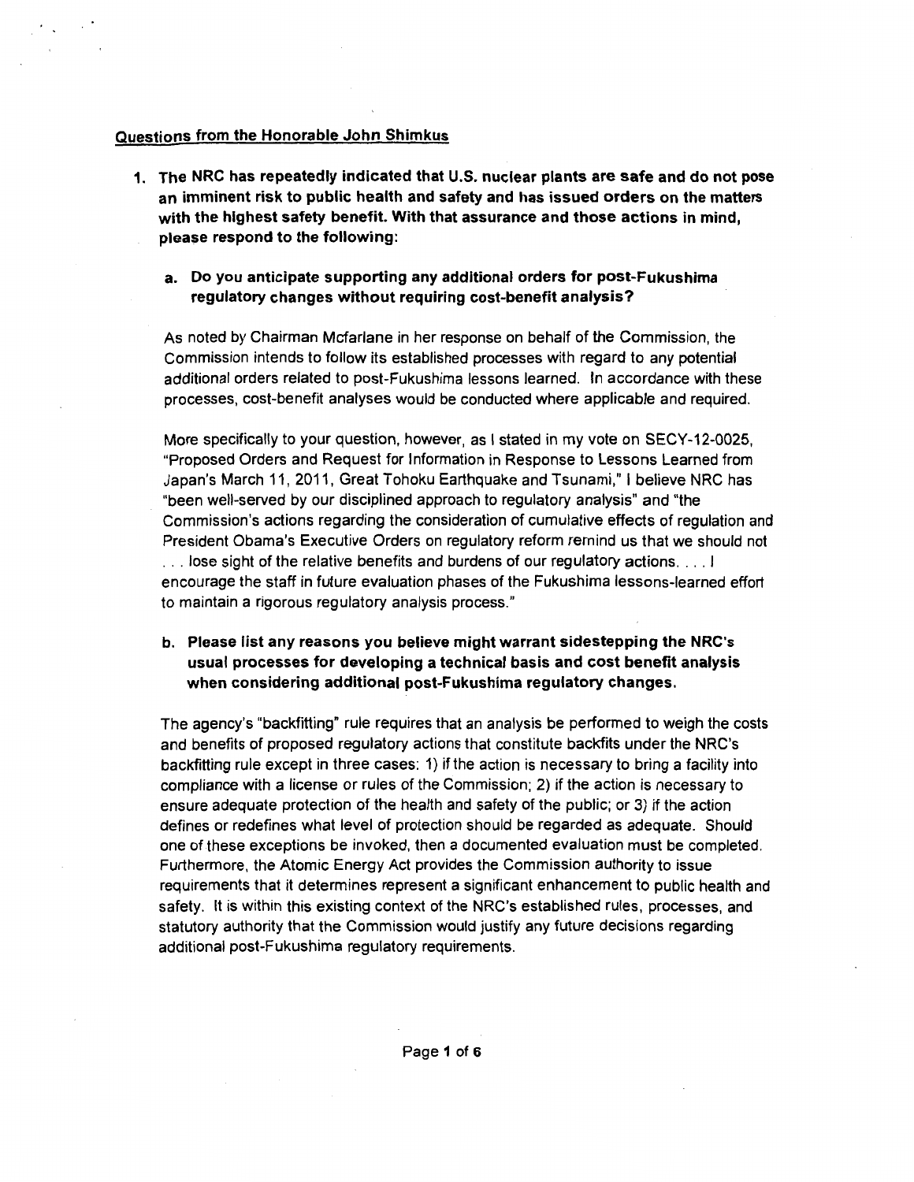## Questions from the Honorable John Shimkus

1. **The NRC has repeatedly indicated that U.S. nuclear plants are safe and do not pose an imminent risk to public health and safety and has issued orders on the matters with the highest safety benefit. With that assurance and those actions in mind, please respond to the following:**

   a. **Do you anticipate supporting any additional orders for post-Fukushima regulatory changes without requiring cost-benefit analysis?**

   As noted by Chairman Mcfarlane in her response on behalf of the Commission, the Commission intends to follow its established processes with regard to any potential additional orders related to post-Fukushima lessons learned. In accordance with these processes, cost-benefit analyses would be conducted where applicable and required.

   More specifically to your question, however, as I stated in my vote on SECY-12-0025, "Proposed Orders and Request for Information in Response to Lessons Learned from Japan's March 11, 2011, Great Tohoku Earthquake and Tsunami," I believe NRC has "been well-served by our disciplined approach to regulatory analysis" and "the Commission's actions regarding the consideration of cumulative effects of regulation and President Obama's Executive Orders on regulatory reform remind us that we should not . . . lose sight of the relative benefits and burdens of our regulatory actions. . . . I encourage the staff in future evaluation phases of the Fukushima lessons-learned effort to maintain a rigorous regulatory analysis process."

   b. **Please list any reasons you believe might warrant sidestepping the NRC's usual processes for developing a technical basis and cost benefit analysis when considering additional post-Fukushima regulatory changes.**

   The agency's "backfitting" rule requires that an analysis be performed to weigh the costs and benefits of proposed regulatory actions that constitute backfits under the NRC's backfitting rule except in three cases: 1) if the action is necessary to bring a facility into compliance with a license or rules of the Commission; 2) if the action is necessary to ensure adequate protection of the health and safety of the public; or 3) if the action defines or redefines what level of protection should be regarded as adequate. Should one of these exceptions be invoked, then a documented evaluation must be completed. Furthermore, the Atomic Energy Act provides the Commission authority to issue requirements that it determines represent a significant enhancement to public health and safety. It is within this existing context of the NRC's established rules, processes, and statutory authority that the Commission would justify any future decisions regarding additional post-Fukushima regulatory requirements.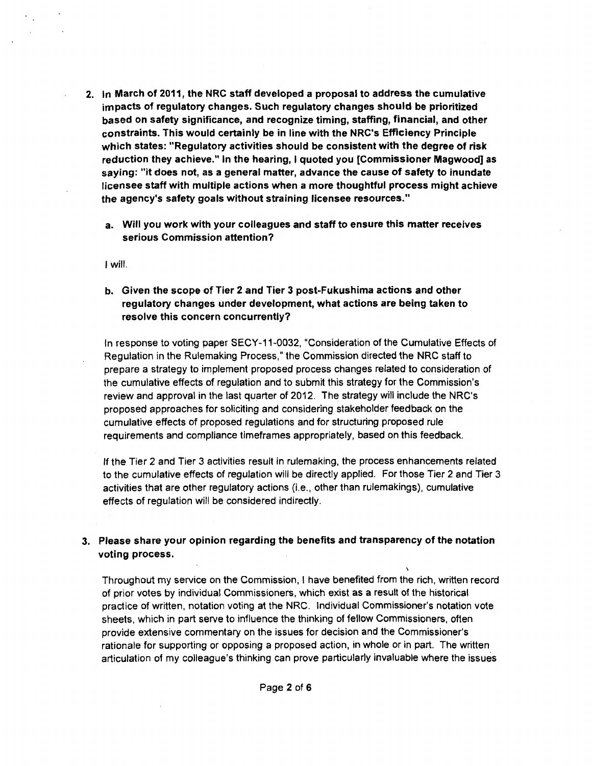2. **In March of 2011, the NRC staff developed a proposal to address the cumulative impacts of regulatory changes. Such regulatory changes should be prioritized based on safety significance, and recognize timing, staffing, financial, and other constraints. This would certainly be in line with the NRC's Efficiency Principle which states: "Regulatory activities should be consistent with the degree of risk reduction they achieve." In the hearing, I quoted you [Commissioner Magwood] as saying: "it does not, as a general matter, advance the cause of safety to inundate licensee staff with multiple actions when a more thoughtful process might achieve the agency's safety goals without straining licensee resources."**

   a. **Will you work with your colleagues and staff to ensure this matter receives serious Commission attention?**

   I will.

   b. **Given the scope of Tier 2 and Tier 3 post-Fukushima actions and other regulatory changes under development, what actions are being taken to resolve this concern concurrently?**

   In response to voting paper SECY-11-0032, "Consideration of the Cumulative Effects of Regulation in the Rulemaking Process," the Commission directed the NRC staff to prepare a strategy to implement proposed process changes related to consideration of the cumulative effects of regulation and to submit this strategy for the Commission's review and approval in the last quarter of 2012. The strategy will include the NRC's proposed approaches for soliciting and considering stakeholder feedback on the cumulative effects of proposed regulations and for structuring proposed rule requirements and compliance timeframes appropriately, based on this feedback.

   If the Tier 2 and Tier 3 activities result in rulemaking, the process enhancements related to the cumulative effects of regulation will be directly applied. For those Tier 2 and Tier 3 activities that are other regulatory actions (i.e., other than rulemakings), cumulative effects of regulation will be considered indirectly.

3. **Please share your opinion regarding the benefits and transparency of the notation voting process.**

   Throughout my service on the Commission, I have benefited from the rich, written record of prior votes by individual Commissioners, which exist as a result of the historical practice of written, notation voting at the NRC. Individual Commissioner's notation vote sheets, which in part serve to influence the thinking of fellow Commissioners, often provide extensive commentary on the issues for decision and the Commissioner's rationale for supporting or opposing a proposed action, in whole or in part. The written articulation of my colleague's thinking can prove particularly invaluable where the issues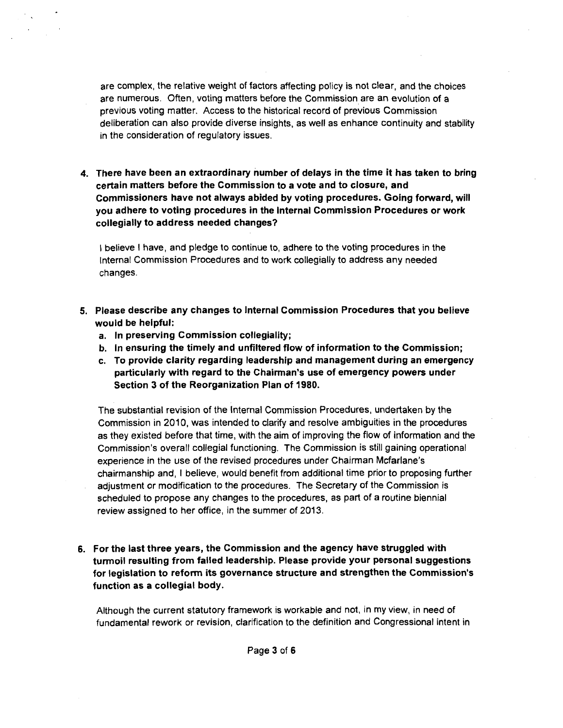are complex, the relative weight of factors affecting policy is not clear, and the choices are numerous. Often, voting matters before the Commission are an evolution of a previous voting matter. Access to the historical record of previous Commission deliberation can also provide diverse insights, as well as enhance continuity and stability in the consideration of regulatory issues.

4. **There have been an extraordinary number of delays in the time it has taken to bring certain matters before the Commission to a vote and to closure, and Commissioners have not always abided by voting procedures. Going forward, will you adhere to voting procedures in the Internal Commission Procedures or work collegially to address needed changes?**

   I believe I have, and pledge to continue to, adhere to the voting procedures in the Internal Commission Procedures and to work collegially to address any needed changes.

5. **Please describe any changes to Internal Commission Procedures that you believe would be helpful:**
   a. **In preserving Commission collegiality;**
   b. **In ensuring the timely and unfiltered flow of information to the Commission;**
   c. **To provide clarity regarding leadership and management during an emergency particularly with regard to the Chairman's use of emergency powers under Section 3 of the Reorganization Plan of 1980.**

   The substantial revision of the Internal Commission Procedures, undertaken by the Commission in 2010, was intended to clarify and resolve ambiguities in the procedures as they existed before that time, with the aim of improving the flow of information and the Commission's overall collegial functioning. The Commission is still gaining operational experience in the use of the revised procedures under Chairman Mcfarlane's chairmanship and, I believe, would benefit from additional time prior to proposing further adjustment or modification to the procedures. The Secretary of the Commission is scheduled to propose any changes to the procedures, as part of a routine biennial review assigned to her office, in the summer of 2013.

6. **For the last three years, the Commission and the agency have struggled with turmoil resulting from failed leadership. Please provide your personal suggestions for legislation to reform its governance structure and strengthen the Commission's function as a collegial body.**

   Although the current statutory framework is workable and not, in my view, in need of fundamental rework or revision, clarification to the definition and Congressional intent in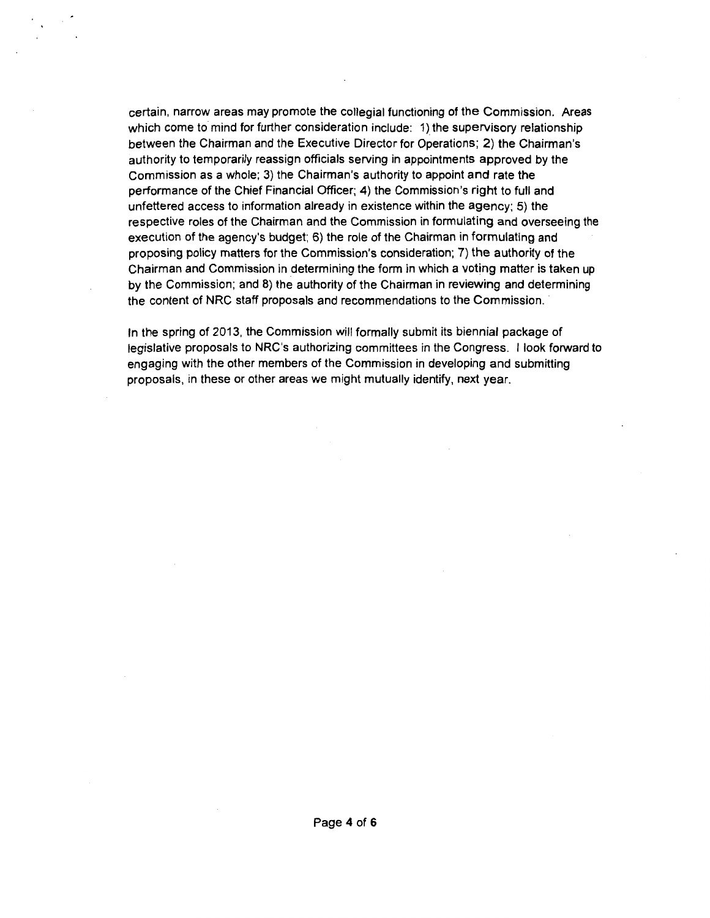certain, narrow areas may promote the collegial functioning of the Commission. Areas which come to mind for further consideration include: 1) the supervisory relationship between the Chairman and the Executive Director for Operations; 2) the Chairman's authority to temporarily reassign officials serving in appointments approved by the Commission as a whole; 3) the Chairman's authority to appoint and rate the performance of the Chief Financial Officer; 4) the Commission's right to full and unfettered access to information already in existence within the agency; 5) the respective roles of the Chairman and the Commission in formulating and overseeing the execution of the agency's budget; 6) the role of the Chairman in formulating and proposing policy matters for the Commission's consideration; 7) the authority of the Chairman and Commission in determining the form in which a voting matter is taken up by the Commission; and 8) the authority of the Chairman in reviewing and determining the content of NRC staff proposals and recommendations to the Commission.

In the spring of 2013, the Commission will formally submit its biennial package of legislative proposals to NRC's authorizing committees in the Congress. I look forward to engaging with the other members of the Commission in developing and submitting proposals, in these or other areas we might mutually identify, next year.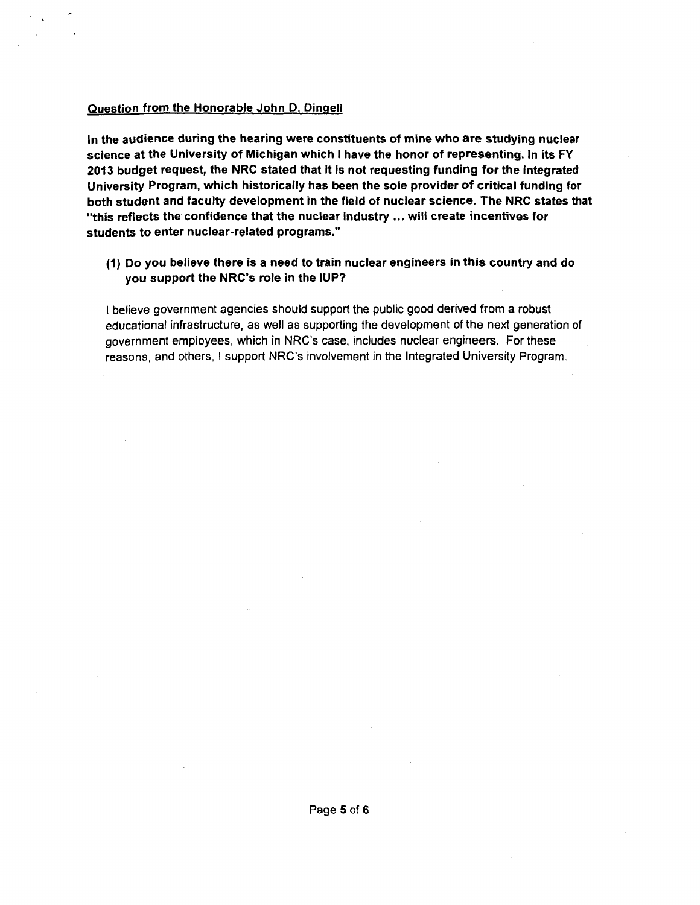<u>Question from the Honorable John D. Dingell</u>

**In the audience during the hearing were constituents of mine who are studying nuclear science at the University of Michigan which I have the honor of representing. In its FY 2013 budget request, the NRC stated that it is not requesting funding for the Integrated University Program, which historically has been the sole provider of critical funding for both student and faculty development in the field of nuclear science. The NRC states that "this reflects the confidence that the nuclear industry ... will create incentives for students to enter nuclear-related programs."**

**(1) Do you believe there is a need to train nuclear engineers in this country and do you support the NRC's role in the IUP?**

I believe government agencies should support the public good derived from a robust educational infrastructure, as well as supporting the development of the next generation of government employees, which in NRC's case, includes nuclear engineers. For these reasons, and others, I support NRC's involvement in the Integrated University Program.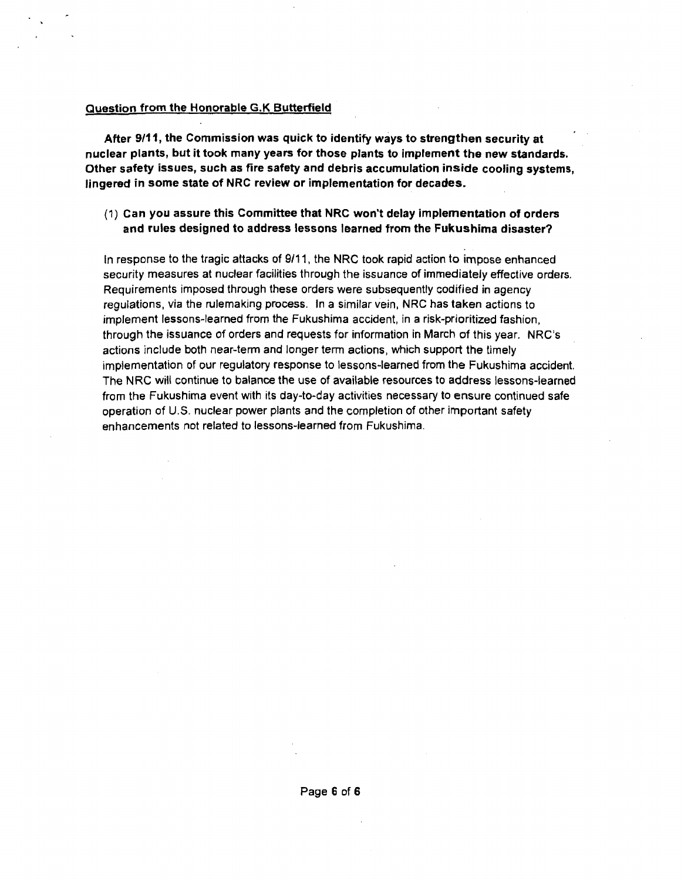**Question from the Honorable G.K Butterfield**

**After 9/11, the Commission was quick to identify ways to strengthen security at nuclear plants, but it took many years for those plants to implement the new standards. Other safety issues, such as fire safety and debris accumulation inside cooling systems, lingered in some state of NRC review or implementation for decades.**

(1) **Can you assure this Committee that NRC won't delay implementation of orders and rules designed to address lessons learned from the Fukushima disaster?**

In response to the tragic attacks of 9/11, the NRC took rapid action to impose enhanced security measures at nuclear facilities through the issuance of immediately effective orders. Requirements imposed through these orders were subsequently codified in agency regulations, via the rulemaking process. In a similar vein, NRC has taken actions to implement lessons-learned from the Fukushima accident, in a risk-prioritized fashion, through the issuance of orders and requests for information in March of this year. NRC's actions include both near-term and longer term actions, which support the timely implementation of our regulatory response to lessons-learned from the Fukushima accident. The NRC will continue to balance the use of available resources to address lessons-learned from the Fukushima event with its day-to-day activities necessary to ensure continued safe operation of U.S. nuclear power plants and the completion of other important safety enhancements not related to lessons-learned from Fukushima.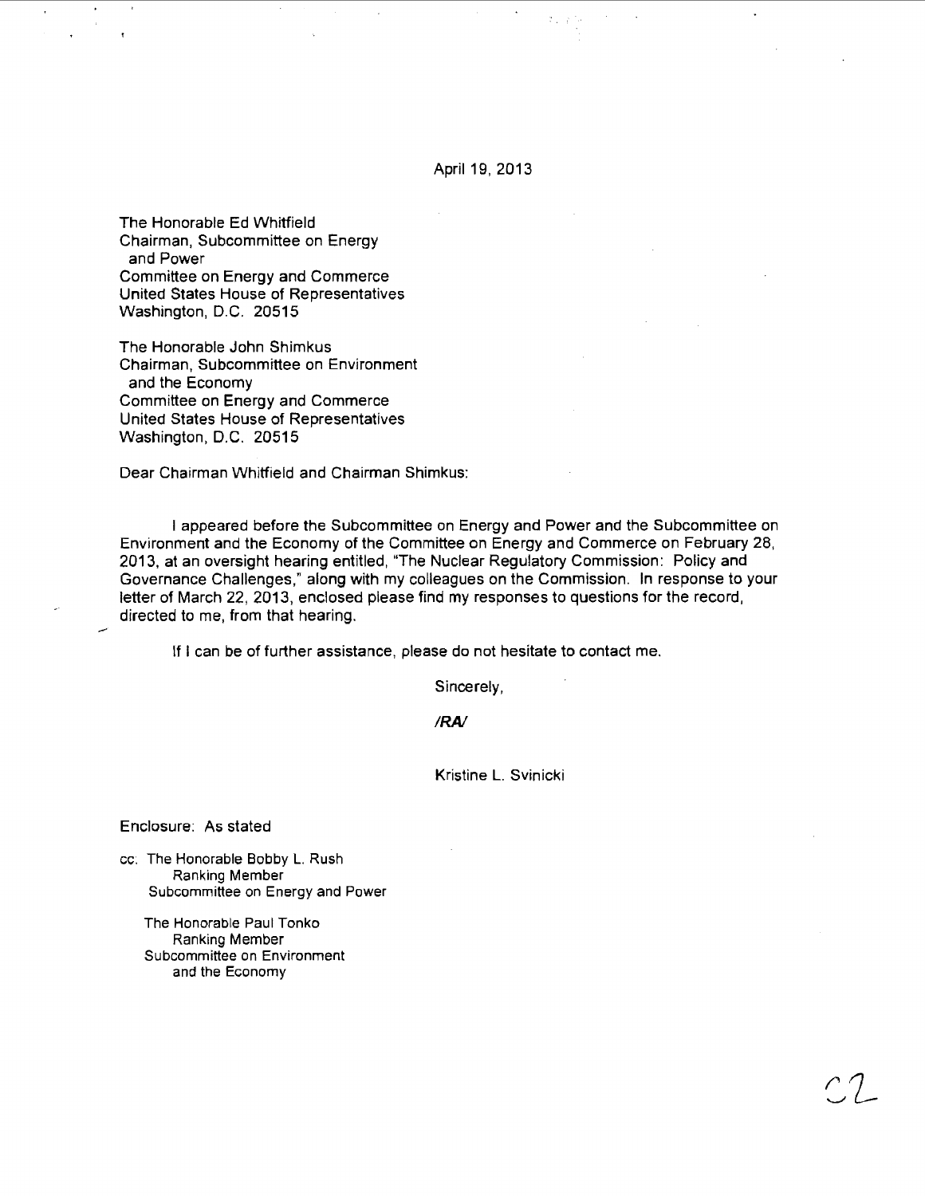April 19, 2013

The Honorable Ed Whitfield
Chairman, Subcommittee on Energy
and Power
Committee on Energy and Commerce
United States House of Representatives
Washington, D.C. 20515

The Honorable John Shimkus
Chairman, Subcommittee on Environment
and the Economy
Committee on Energy and Commerce
United States House of Representatives
Washington, D.C. 20515

Dear Chairman Whitfield and Chairman Shimkus:

I appeared before the Subcommittee on Energy and Power and the Subcommittee on Environment and the Economy of the Committee on Energy and Commerce on February 28, 2013, at an oversight hearing entitled, "The Nuclear Regulatory Commission: Policy and Governance Challenges," along with my colleagues on the Commission. In response to your letter of March 22, 2013, enclosed please find my responses to questions for the record, directed to me, from that hearing.

If I can be of further assistance, please do not hesitate to contact me.

Sincerely,

***/RA/***

Kristine L. Svinicki

Enclosure: As stated

cc: The Honorable Bobby L. Rush
Ranking Member
Subcommittee on Energy and Power

The Honorable Paul Tonko
Ranking Member
Subcommittee on Environment
and the Economy

C2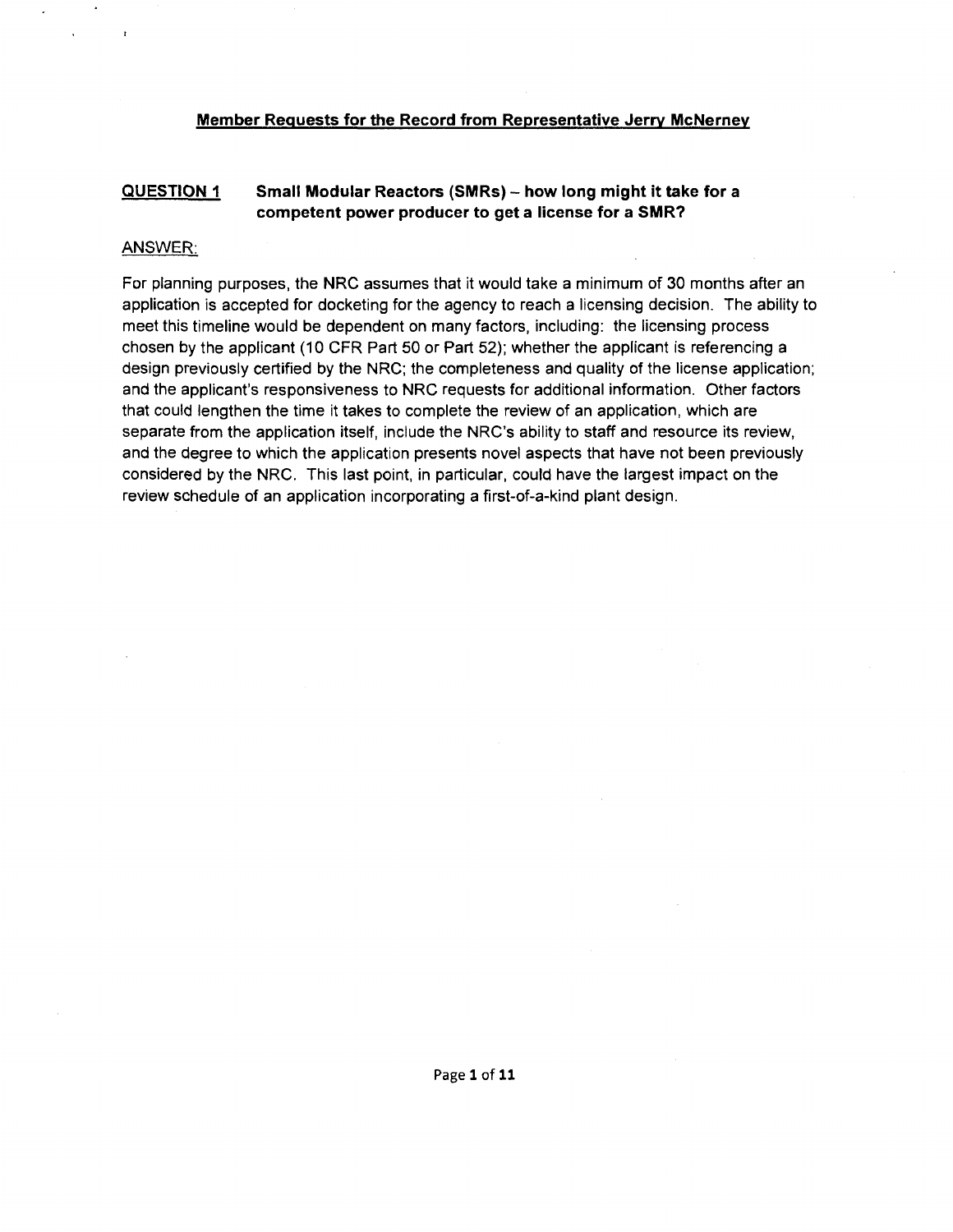## Member Requests for the Record from Representative Jerry McNerney

**QUESTION 1 Small Modular Reactors (SMRs) – how long might it take for a competent power producer to get a license for a SMR?**

ANSWER:

For planning purposes, the NRC assumes that it would take a minimum of 30 months after an application is accepted for docketing for the agency to reach a licensing decision. The ability to meet this timeline would be dependent on many factors, including: the licensing process chosen by the applicant (10 CFR Part 50 or Part 52); whether the applicant is referencing a design previously certified by the NRC; the completeness and quality of the license application; and the applicant's responsiveness to NRC requests for additional information. Other factors that could lengthen the time it takes to complete the review of an application, which are separate from the application itself, include the NRC's ability to staff and resource its review, and the degree to which the application presents novel aspects that have not been previously considered by the NRC. This last point, in particular, could have the largest impact on the review schedule of an application incorporating a first-of-a-kind plant design.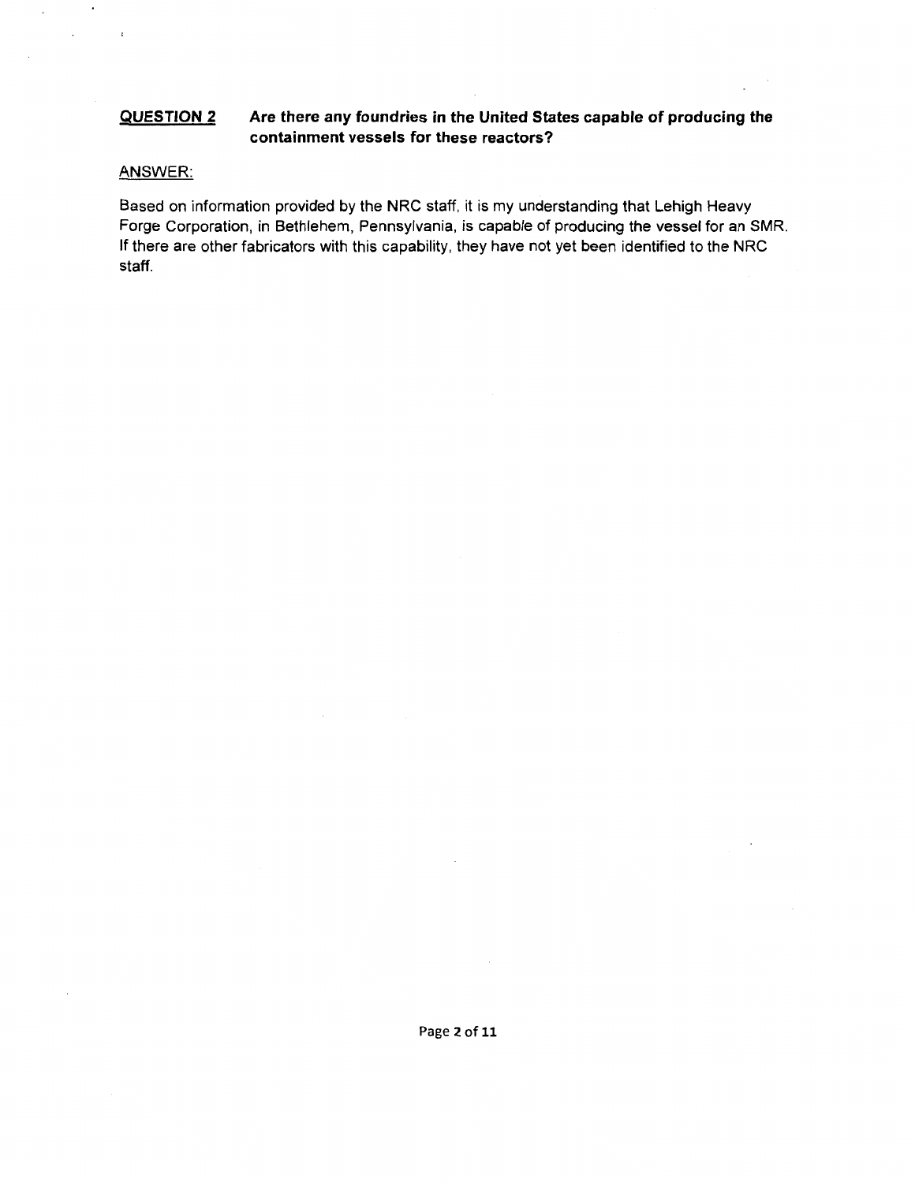**QUESTION 2** **Are there any foundries in the United States capable of producing the containment vessels for these reactors?**

ANSWER:

Based on information provided by the NRC staff, it is my understanding that Lehigh Heavy Forge Corporation, in Bethlehem, Pennsylvania, is capable of producing the vessel for an SMR. If there are other fabricators with this capability, they have not yet been identified to the NRC staff.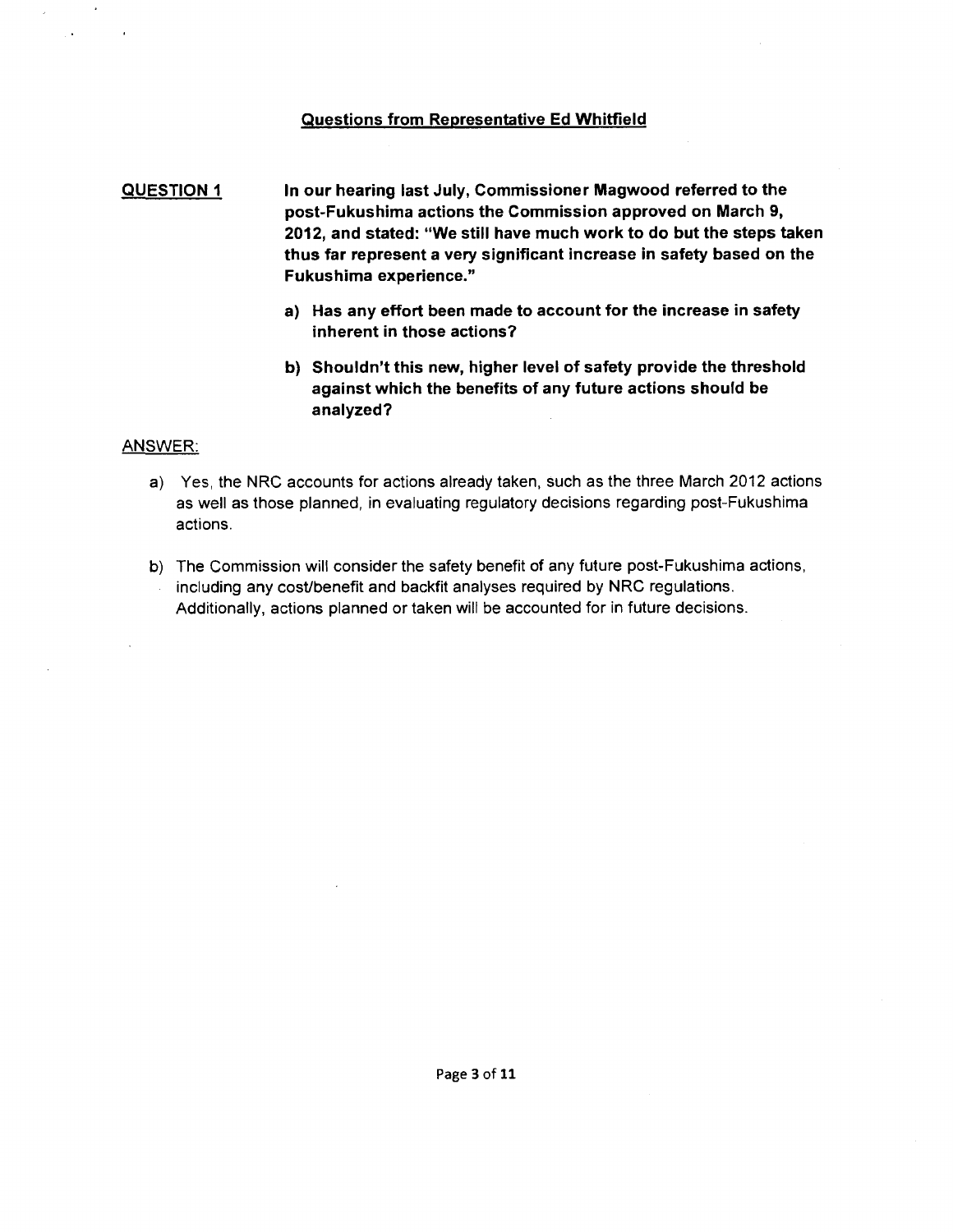## Questions from Representative Ed Whitfield

**QUESTION 1** **In our hearing last July, Commissioner Magwood referred to the post-Fukushima actions the Commission approved on March 9, 2012, and stated: "We still have much work to do but the steps taken thus far represent a very significant increase in safety based on the Fukushima experience."**

**a) Has any effort been made to account for the increase in safety inherent in those actions?**

**b) Shouldn't this new, higher level of safety provide the threshold against which the benefits of any future actions should be analyzed?**

ANSWER:

a) Yes, the NRC accounts for actions already taken, such as the three March 2012 actions as well as those planned, in evaluating regulatory decisions regarding post-Fukushima actions.

b) The Commission will consider the safety benefit of any future post-Fukushima actions, including any cost/benefit and backfit analyses required by NRC regulations. Additionally, actions planned or taken will be accounted for in future decisions.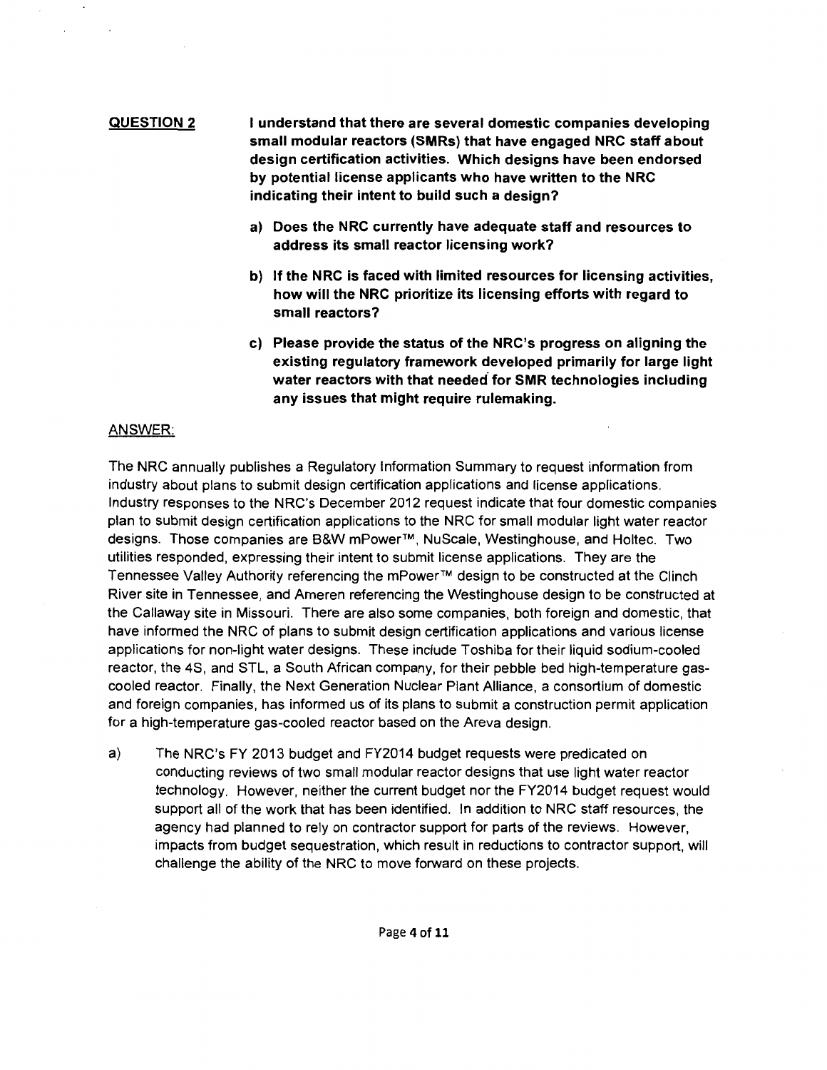**<u>QUESTION 2</u>** **I understand that there are several domestic companies developing small modular reactors (SMRs) that have engaged NRC staff about design certification activities. Which designs have been endorsed by potential license applicants who have written to the NRC indicating their intent to build such a design?**

**a) Does the NRC currently have adequate staff and resources to address its small reactor licensing work?**

**b) If the NRC is faced with limited resources for licensing activities, how will the NRC prioritize its licensing efforts with regard to small reactors?**

**c) Please provide the status of the NRC's progress on aligning the existing regulatory framework developed primarily for large light water reactors with that needed for SMR technologies including any issues that might require rulemaking.**

<u>ANSWER:</u>

The NRC annually publishes a Regulatory Information Summary to request information from industry about plans to submit design certification applications and license applications. Industry responses to the NRC's December 2012 request indicate that four domestic companies plan to submit design certification applications to the NRC for small modular light water reactor designs. Those companies are B&W mPower™, NuScale, Westinghouse, and Holtec. Two utilities responded, expressing their intent to submit license applications. They are the Tennessee Valley Authority referencing the mPower™ design to be constructed at the Clinch River site in Tennessee, and Ameren referencing the Westinghouse design to be constructed at the Callaway site in Missouri. There are also some companies, both foreign and domestic, that have informed the NRC of plans to submit design certification applications and various license applications for non-light water designs. These include Toshiba for their liquid sodium-cooled reactor, the 4S, and STL, a South African company, for their pebble bed high-temperature gas-cooled reactor. Finally, the Next Generation Nuclear Plant Alliance, a consortium of domestic and foreign companies, has informed us of its plans to submit a construction permit application for a high-temperature gas-cooled reactor based on the Areva design.

a) The NRC's FY 2013 budget and FY2014 budget requests were predicated on conducting reviews of two small modular reactor designs that use light water reactor technology. However, neither the current budget nor the FY2014 budget request would support all of the work that has been identified. In addition to NRC staff resources, the agency had planned to rely on contractor support for parts of the reviews. However, impacts from budget sequestration, which result in reductions to contractor support, will challenge the ability of the NRC to move forward on these projects.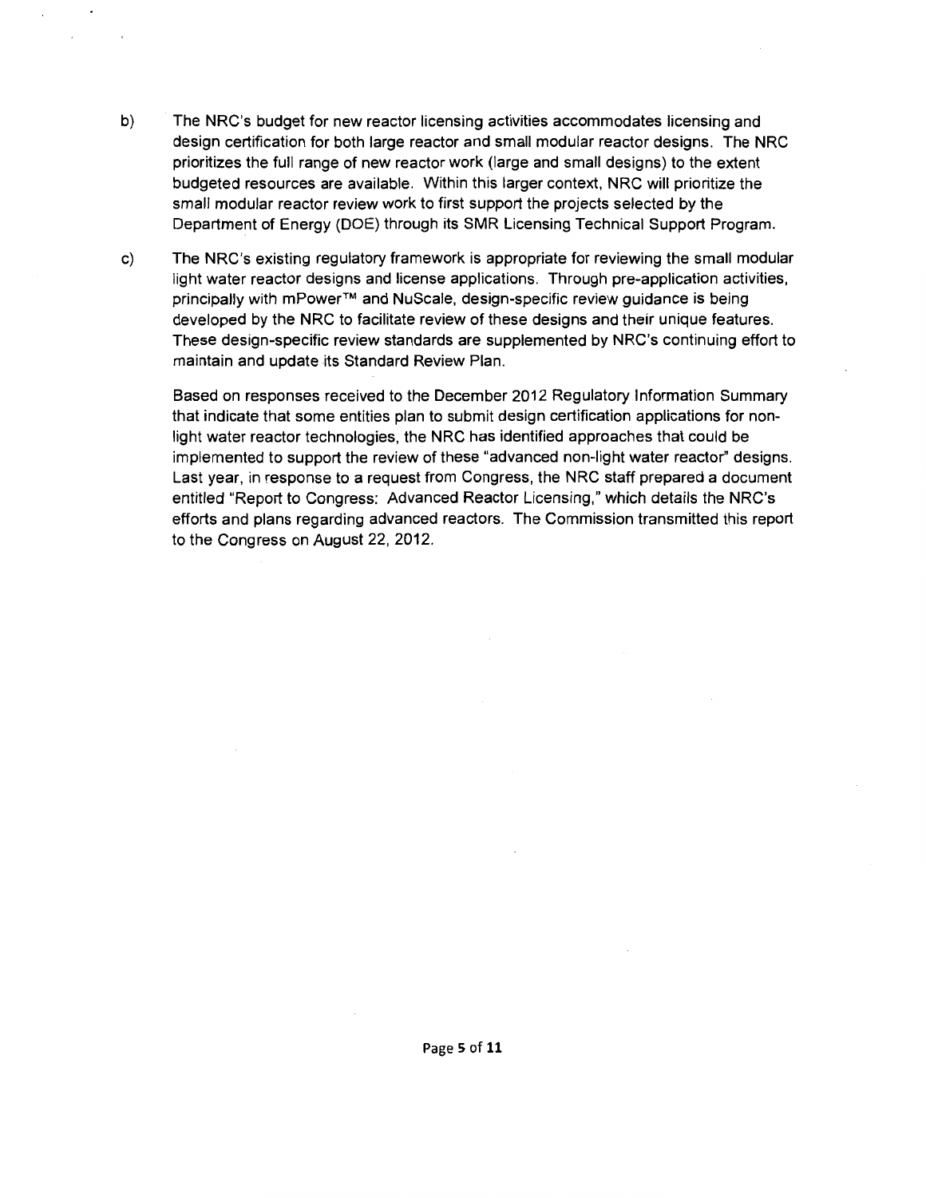b) The NRC's budget for new reactor licensing activities accommodates licensing and design certification for both large reactor and small modular reactor designs. The NRC prioritizes the full range of new reactor work (large and small designs) to the extent budgeted resources are available. Within this larger context, NRC will prioritize the small modular reactor review work to first support the projects selected by the Department of Energy (DOE) through its SMR Licensing Technical Support Program.

c) The NRC's existing regulatory framework is appropriate for reviewing the small modular light water reactor designs and license applications. Through pre-application activities, principally with mPower™ and NuScale, design-specific review guidance is being developed by the NRC to facilitate review of these designs and their unique features. These design-specific review standards are supplemented by NRC's continuing effort to maintain and update its Standard Review Plan.

   Based on responses received to the December 2012 Regulatory Information Summary that indicate that some entities plan to submit design certification applications for non-light water reactor technologies, the NRC has identified approaches that could be implemented to support the review of these "advanced non-light water reactor" designs. Last year, in response to a request from Congress, the NRC staff prepared a document entitled "Report to Congress: Advanced Reactor Licensing," which details the NRC's efforts and plans regarding advanced reactors. The Commission transmitted this report to the Congress on August 22, 2012.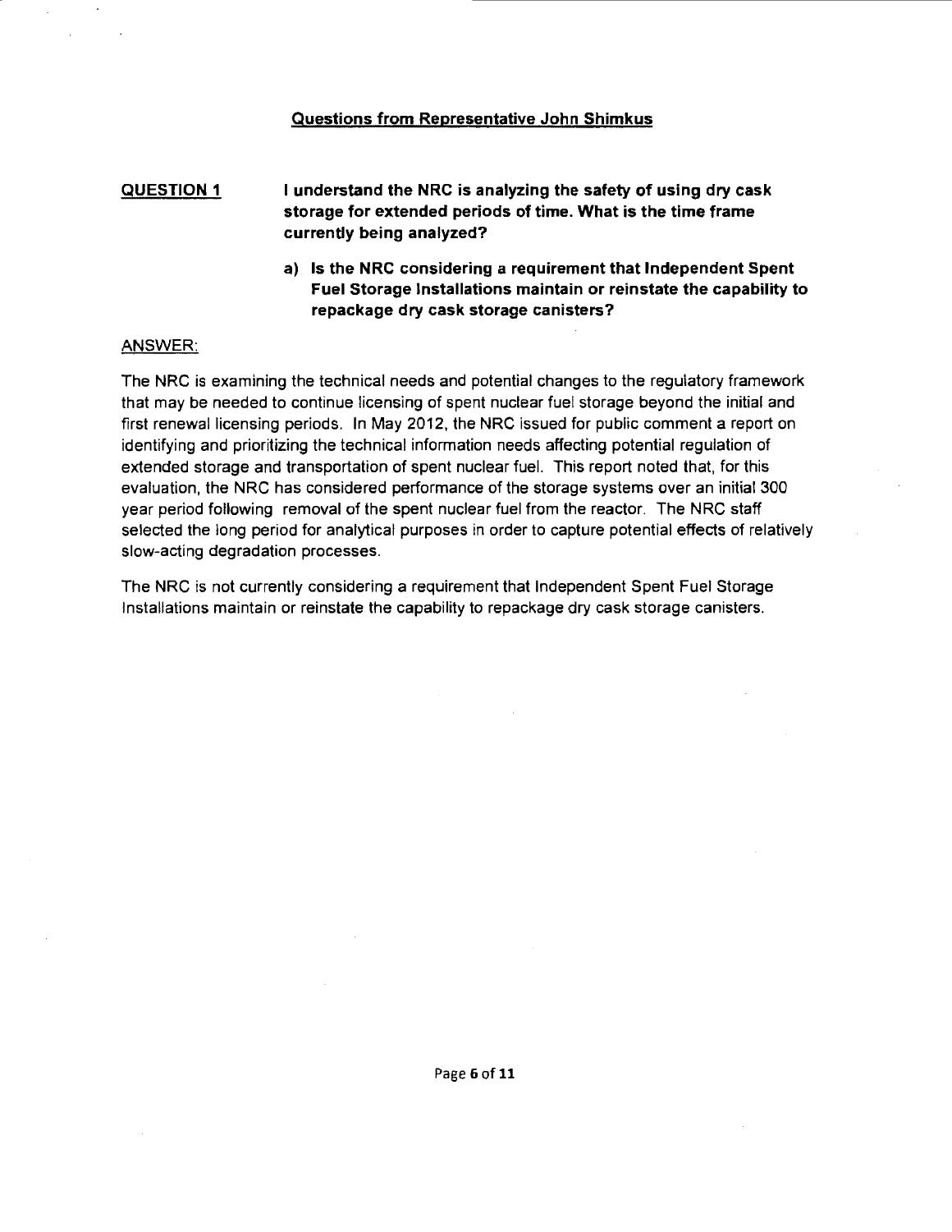## Questions from Representative John Shimkus

**QUESTION 1** **I understand the NRC is analyzing the safety of using dry cask storage for extended periods of time. What is the time frame currently being analyzed?**

**a) Is the NRC considering a requirement that Independent Spent Fuel Storage Installations maintain or reinstate the capability to repackage dry cask storage canisters?**

ANSWER:

The NRC is examining the technical needs and potential changes to the regulatory framework that may be needed to continue licensing of spent nuclear fuel storage beyond the initial and first renewal licensing periods. In May 2012, the NRC issued for public comment a report on identifying and prioritizing the technical information needs affecting potential regulation of extended storage and transportation of spent nuclear fuel. This report noted that, for this evaluation, the NRC has considered performance of the storage systems over an initial 300 year period following removal of the spent nuclear fuel from the reactor. The NRC staff selected the long period for analytical purposes in order to capture potential effects of relatively slow-acting degradation processes.

The NRC is not currently considering a requirement that Independent Spent Fuel Storage Installations maintain or reinstate the capability to repackage dry cask storage canisters.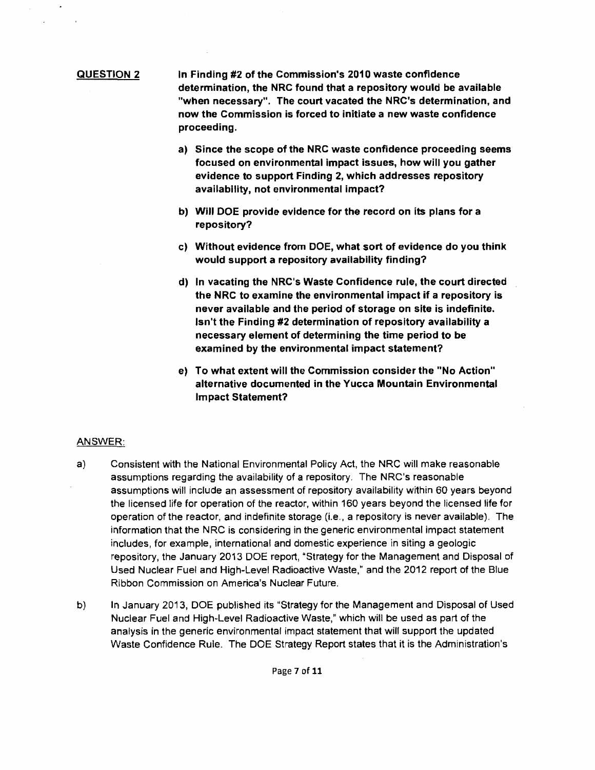**QUESTION 2** **In Finding #2 of the Commission's 2010 waste confidence determination, the NRC found that a repository would be available "when necessary". The court vacated the NRC's determination, and now the Commission is forced to initiate a new waste confidence proceeding.**

**a) Since the scope of the NRC waste confidence proceeding seems focused on environmental impact issues, how will you gather evidence to support Finding 2, which addresses repository availability, not environmental impact?**

**b) Will DOE provide evidence for the record on its plans for a repository?**

**c) Without evidence from DOE, what sort of evidence do you think would support a repository availability finding?**

**d) In vacating the NRC's Waste Confidence rule, the court directed the NRC to examine the environmental impact if a repository is never available and the period of storage on site is indefinite. Isn't the Finding #2 determination of repository availability a necessary element of determining the time period to be examined by the environmental impact statement?**

**e) To what extent will the Commission consider the "No Action" alternative documented in the Yucca Mountain Environmental Impact Statement?**

ANSWER:

a) Consistent with the National Environmental Policy Act, the NRC will make reasonable assumptions regarding the availability of a repository. The NRC's reasonable assumptions will include an assessment of repository availability within 60 years beyond the licensed life for operation of the reactor, within 160 years beyond the licensed life for operation of the reactor, and indefinite storage (i.e., a repository is never available). The information that the NRC is considering in the generic environmental impact statement includes, for example, international and domestic experience in siting a geologic repository, the January 2013 DOE report, "Strategy for the Management and Disposal of Used Nuclear Fuel and High-Level Radioactive Waste," and the 2012 report of the Blue Ribbon Commission on America's Nuclear Future.

b) In January 2013, DOE published its "Strategy for the Management and Disposal of Used Nuclear Fuel and High-Level Radioactive Waste," which will be used as part of the analysis in the generic environmental impact statement that will support the updated Waste Confidence Rule. The DOE Strategy Report states that it is the Administration's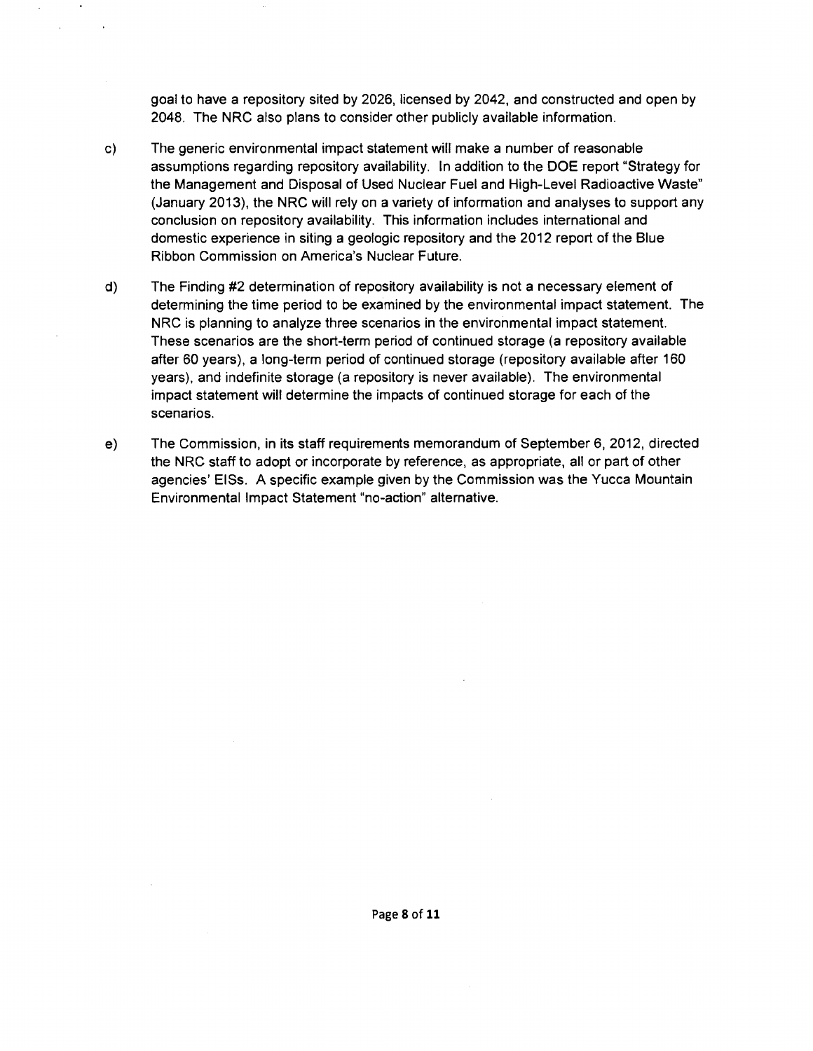goal to have a repository sited by 2026, licensed by 2042, and constructed and open by 2048. The NRC also plans to consider other publicly available information.

c) The generic environmental impact statement will make a number of reasonable assumptions regarding repository availability. In addition to the DOE report "Strategy for the Management and Disposal of Used Nuclear Fuel and High-Level Radioactive Waste" (January 2013), the NRC will rely on a variety of information and analyses to support any conclusion on repository availability. This information includes international and domestic experience in siting a geologic repository and the 2012 report of the Blue Ribbon Commission on America's Nuclear Future.

d) The Finding #2 determination of repository availability is not a necessary element of determining the time period to be examined by the environmental impact statement. The NRC is planning to analyze three scenarios in the environmental impact statement. These scenarios are the short-term period of continued storage (a repository available after 60 years), a long-term period of continued storage (repository available after 160 years), and indefinite storage (a repository is never available). The environmental impact statement will determine the impacts of continued storage for each of the scenarios.

e) The Commission, in its staff requirements memorandum of September 6, 2012, directed the NRC staff to adopt or incorporate by reference, as appropriate, all or part of other agencies' EISs. A specific example given by the Commission was the Yucca Mountain Environmental Impact Statement "no-action" alternative.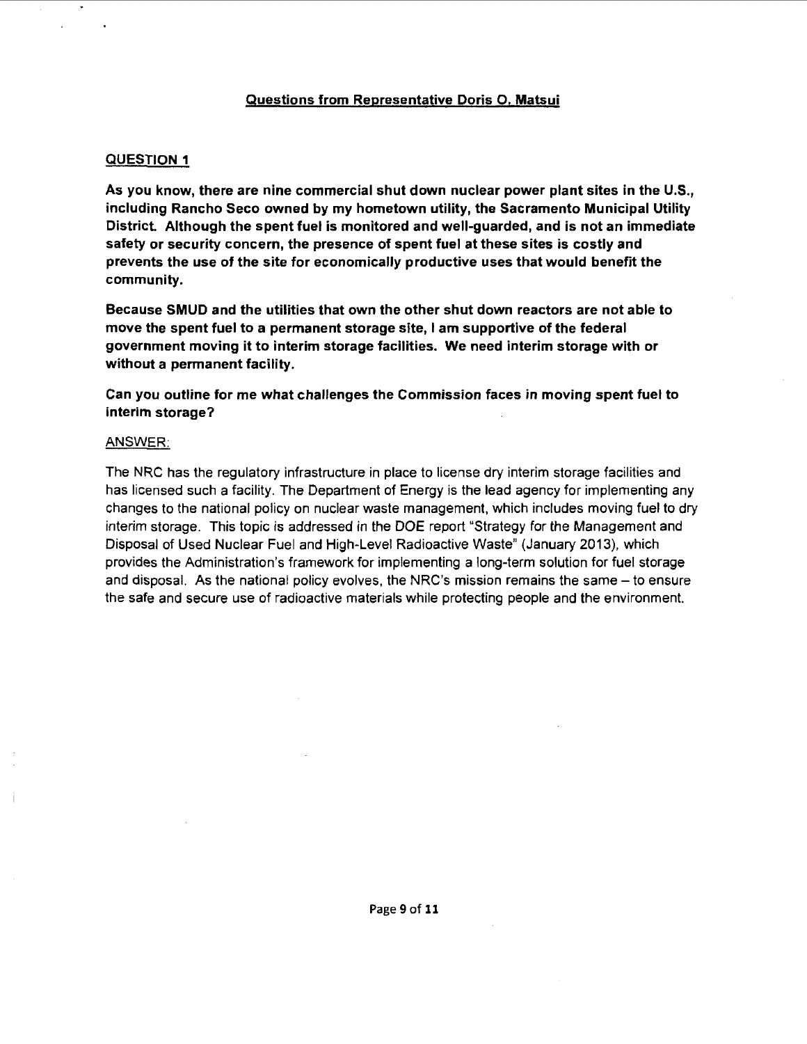## Questions from Representative Doris O. Matsui

### QUESTION 1

**As you know, there are nine commercial shut down nuclear power plant sites in the U.S., including Rancho Seco owned by my hometown utility, the Sacramento Municipal Utility District. Although the spent fuel is monitored and well-guarded, and is not an immediate safety or security concern, the presence of spent fuel at these sites is costly and prevents the use of the site for economically productive uses that would benefit the community.**

**Because SMUD and the utilities that own the other shut down reactors are not able to move the spent fuel to a permanent storage site, I am supportive of the federal government moving it to interim storage facilities. We need interim storage with or without a permanent facility.**

**Can you outline for me what challenges the Commission faces in moving spent fuel to interim storage?**

ANSWER:

The NRC has the regulatory infrastructure in place to license dry interim storage facilities and has licensed such a facility. The Department of Energy is the lead agency for implementing any changes to the national policy on nuclear waste management, which includes moving fuel to dry interim storage. This topic is addressed in the DOE report "Strategy for the Management and Disposal of Used Nuclear Fuel and High-Level Radioactive Waste" (January 2013), which provides the Administration's framework for implementing a long-term solution for fuel storage and disposal. As the national policy evolves, the NRC's mission remains the same – to ensure the safe and secure use of radioactive materials while protecting people and the environment.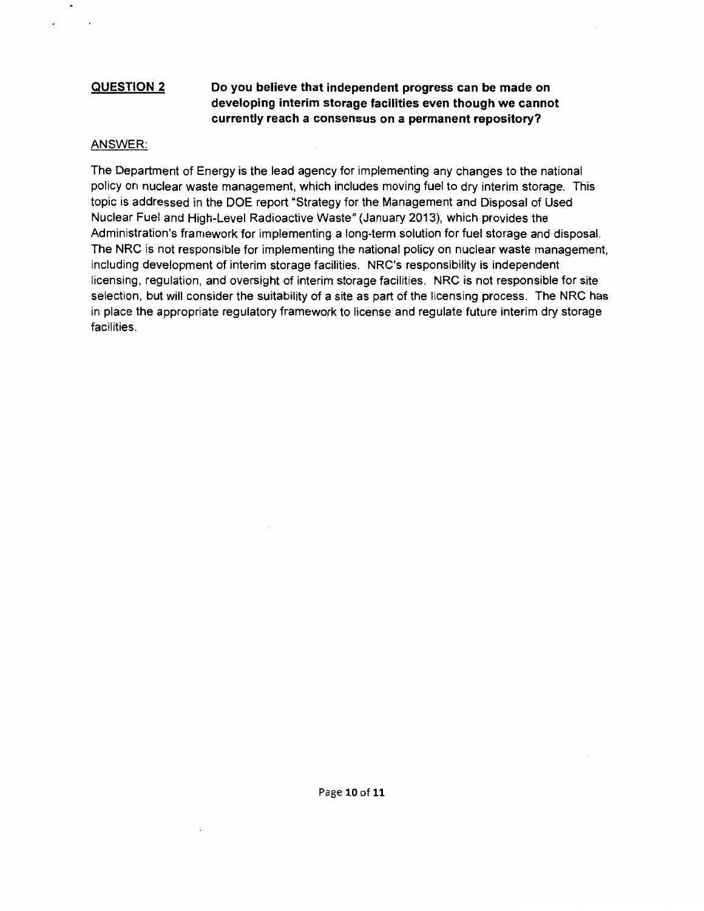**QUESTION 2** **Do you believe that independent progress can be made on developing interim storage facilities even though we cannot currently reach a consensus on a permanent repository?**

ANSWER:

The Department of Energy is the lead agency for implementing any changes to the national policy on nuclear waste management, which includes moving fuel to dry interim storage. This topic is addressed in the DOE report "Strategy for the Management and Disposal of Used Nuclear Fuel and High-Level Radioactive Waste" (January 2013), which provides the Administration's framework for implementing a long-term solution for fuel storage and disposal. The NRC is not responsible for implementing the national policy on nuclear waste management, including development of interim storage facilities. NRC's responsibility is independent licensing, regulation, and oversight of interim storage facilities. NRC is not responsible for site selection, but will consider the suitability of a site as part of the licensing process. The NRC has in place the appropriate regulatory framework to license and regulate future interim dry storage facilities.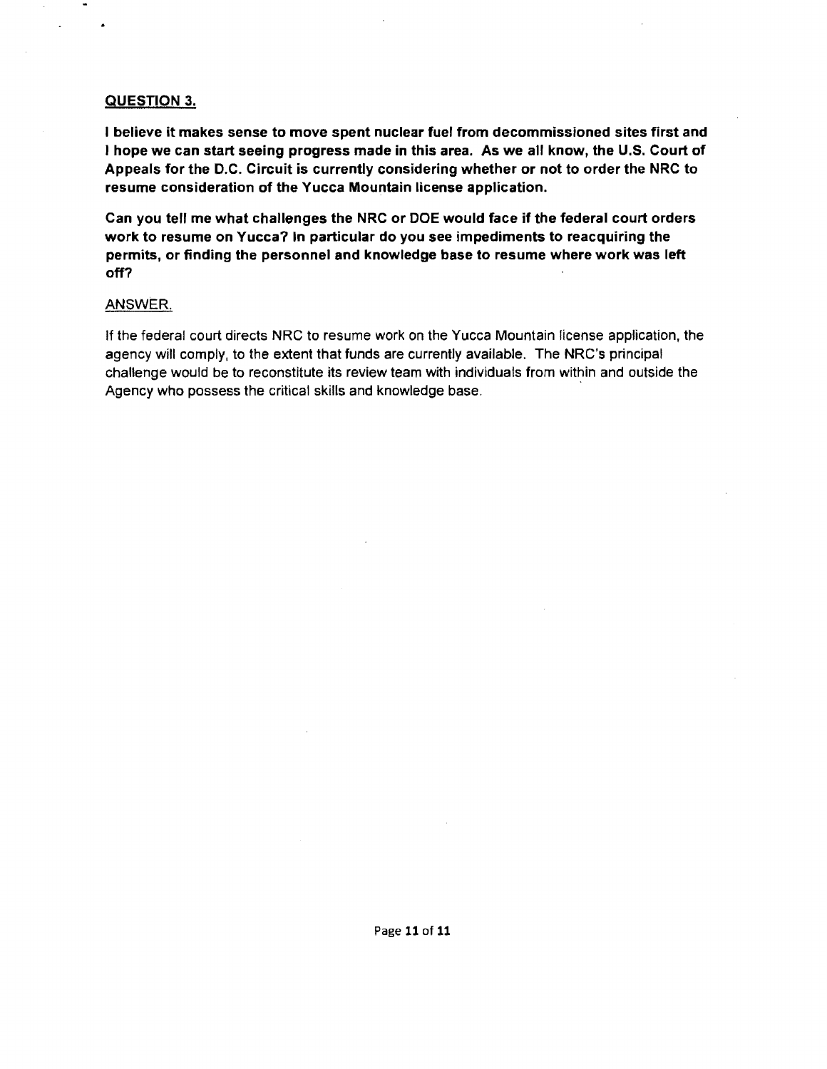**<u>QUESTION 3.</u>**

**I believe it makes sense to move spent nuclear fuel from decommissioned sites first and I hope we can start seeing progress made in this area. As we all know, the U.S. Court of Appeals for the D.C. Circuit is currently considering whether or not to order the NRC to resume consideration of the Yucca Mountain license application.**

**Can you tell me what challenges the NRC or DOE would face if the federal court orders work to resume on Yucca? In particular do you see impediments to reacquiring the permits, or finding the personnel and knowledge base to resume where work was left off?**

<u>ANSWER.</u>

If the federal court directs NRC to resume work on the Yucca Mountain license application, the agency will comply, to the extent that funds are currently available. The NRC's principal challenge would be to reconstitute its review team with individuals from within and outside the Agency who possess the critical skills and knowledge base.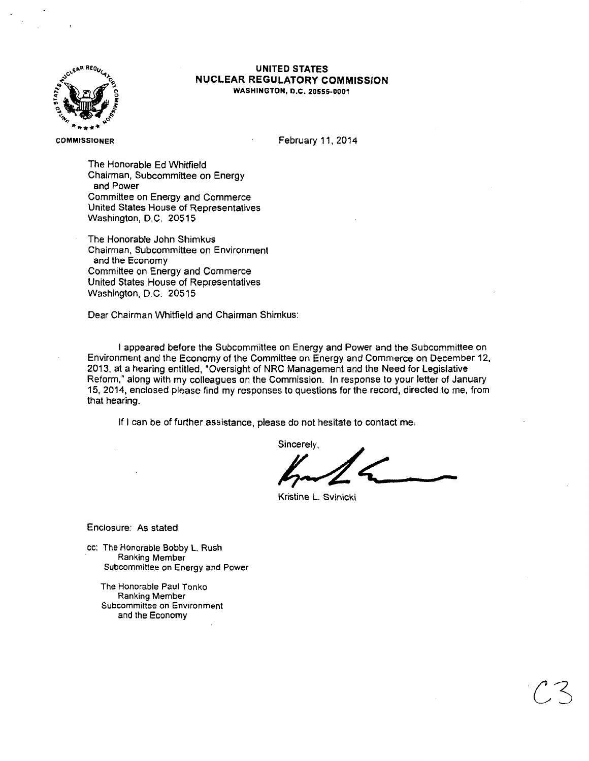**UNITED STATES**
**NUCLEAR REGULATORY COMMISSION**
**WASHINGTON, D.C. 20555-0001**

**COMMISSIONER**

February 11, 2014

The Honorable Ed Whitfield
Chairman, Subcommittee on Energy
and Power
Committee on Energy and Commerce
United States House of Representatives
Washington, D.C. 20515

The Honorable John Shimkus
Chairman, Subcommittee on Environment
and the Economy
Committee on Energy and Commerce
United States House of Representatives
Washington, D.C. 20515

Dear Chairman Whitfield and Chairman Shimkus:

I appeared before the Subcommittee on Energy and Power and the Subcommittee on Environment and the Economy of the Committee on Energy and Commerce on December 12, 2013, at a hearing entitled, "Oversight of NRC Management and the Need for Legislative Reform," along with my colleagues on the Commission. In response to your letter of January 15, 2014, enclosed please find my responses to questions for the record, directed to me, from that hearing.

If I can be of further assistance, please do not hesitate to contact me.

Sincerely,

Kristine L. Svinicki

Enclosure: As stated

cc: The Honorable Bobby L. Rush
Ranking Member
Subcommittee on Energy and Power

The Honorable Paul Tonko
Ranking Member
Subcommittee on Environment
and the Economy

C3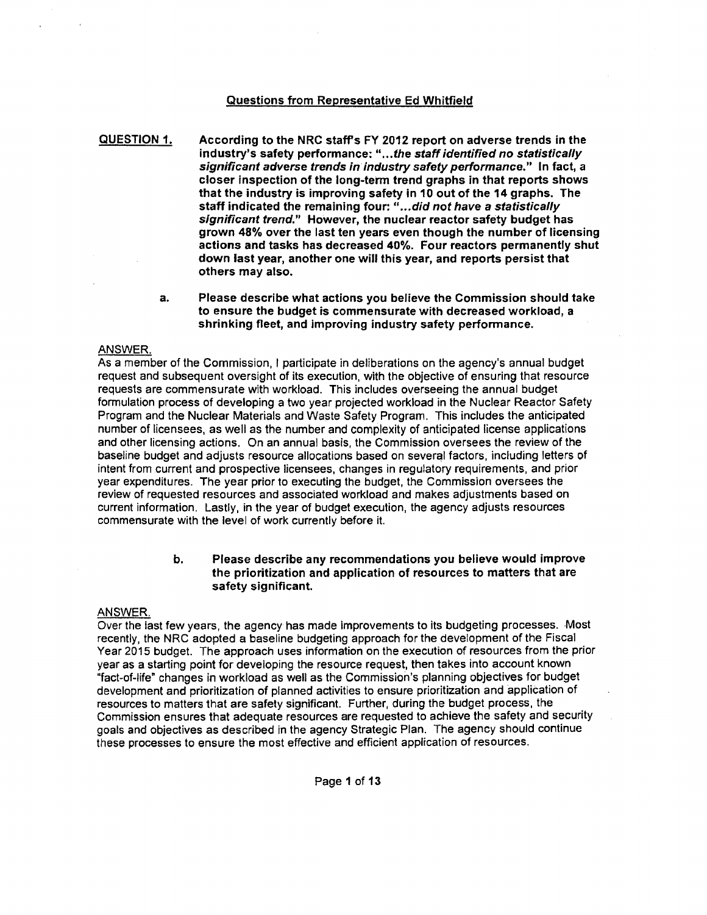## Questions from Representative Ed Whitfield

**QUESTION 1.** **According to the NRC staff's FY 2012 report on adverse trends in the industry's safety performance: "...*the staff identified no statistically significant adverse trends in industry safety performance.*" In fact, a closer inspection of the long-term trend graphs in that reports shows that the industry is improving safety in 10 out of the 14 graphs. The staff indicated the remaining four: "...*did not have a statistically significant trend.*" However, the nuclear reactor safety budget has grown 48% over the last ten years even though the number of licensing actions and tasks has decreased 40%. Four reactors permanently shut down last year, another one will this year, and reports persist that others may also.**

**a. Please describe what actions you believe the Commission should take to ensure the budget is commensurate with decreased workload, a shrinking fleet, and improving industry safety performance.**

ANSWER.

As a member of the Commission, I participate in deliberations on the agency's annual budget request and subsequent oversight of its execution, with the objective of ensuring that resource requests are commensurate with workload. This includes overseeing the annual budget formulation process of developing a two year projected workload in the Nuclear Reactor Safety Program and the Nuclear Materials and Waste Safety Program. This includes the anticipated number of licensees, as well as the number and complexity of anticipated license applications and other licensing actions. On an annual basis, the Commission oversees the review of the baseline budget and adjusts resource allocations based on several factors, including letters of intent from current and prospective licensees, changes in regulatory requirements, and prior year expenditures. The year prior to executing the budget, the Commission oversees the review of requested resources and associated workload and makes adjustments based on current information. Lastly, in the year of budget execution, the agency adjusts resources commensurate with the level of work currently before it.

**b. Please describe any recommendations you believe would improve the prioritization and application of resources to matters that are safety significant.**

ANSWER.

Over the last few years, the agency has made improvements to its budgeting processes. Most recently, the NRC adopted a baseline budgeting approach for the development of the Fiscal Year 2015 budget. The approach uses information on the execution of resources from the prior year as a starting point for developing the resource request, then takes into account known "fact-of-life" changes in workload as well as the Commission's planning objectives for budget development and prioritization of planned activities to ensure prioritization and application of resources to matters that are safety significant. Further, during the budget process, the Commission ensures that adequate resources are requested to achieve the safety and security goals and objectives as described in the agency Strategic Plan. The agency should continue these processes to ensure the most effective and efficient application of resources.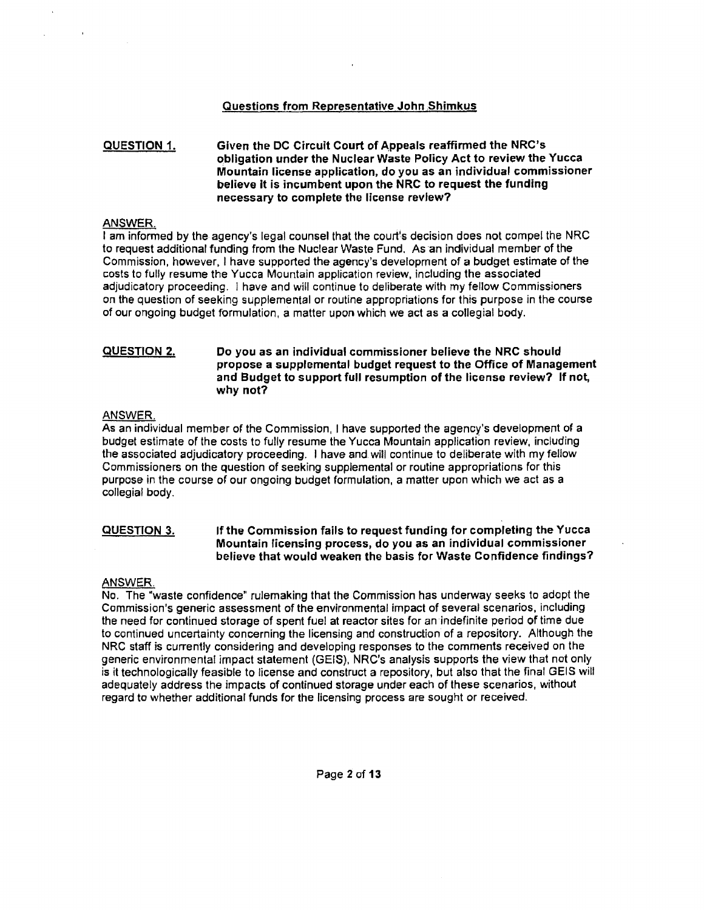## Questions from Representative John Shimkus

**QUESTION 1.** **Given the DC Circuit Court of Appeals reaffirmed the NRC's obligation under the Nuclear Waste Policy Act to review the Yucca Mountain license application, do you as an individual commissioner believe it is incumbent upon the NRC to request the funding necessary to complete the license review?**

ANSWER.

I am informed by the agency's legal counsel that the court's decision does not compel the NRC to request additional funding from the Nuclear Waste Fund. As an individual member of the Commission, however, I have supported the agency's development of a budget estimate of the costs to fully resume the Yucca Mountain application review, including the associated adjudicatory proceeding. I have and will continue to deliberate with my fellow Commissioners on the question of seeking supplemental or routine appropriations for this purpose in the course of our ongoing budget formulation, a matter upon which we act as a collegial body.

**QUESTION 2.** **Do you as an individual commissioner believe the NRC should propose a supplemental budget request to the Office of Management and Budget to support full resumption of the license review? If not, why not?**

ANSWER.

As an individual member of the Commission, I have supported the agency's development of a budget estimate of the costs to fully resume the Yucca Mountain application review, including the associated adjudicatory proceeding. I have and will continue to deliberate with my fellow Commissioners on the question of seeking supplemental or routine appropriations for this purpose in the course of our ongoing budget formulation, a matter upon which we act as a collegial body.

**QUESTION 3.** **If the Commission fails to request funding for completing the Yucca Mountain licensing process, do you as an individual commissioner believe that would weaken the basis for Waste Confidence findings?**

ANSWER.

No. The "waste confidence" rulemaking that the Commission has underway seeks to adopt the Commission's generic assessment of the environmental impact of several scenarios, including the need for continued storage of spent fuel at reactor sites for an indefinite period of time due to continued uncertainty concerning the licensing and construction of a repository. Although the NRC staff is currently considering and developing responses to the comments received on the generic environmental impact statement (GEIS), NRC's analysis supports the view that not only is it technologically feasible to license and construct a repository, but also that the final GEIS will adequately address the impacts of continued storage under each of these scenarios, without regard to whether additional funds for the licensing process are sought or received.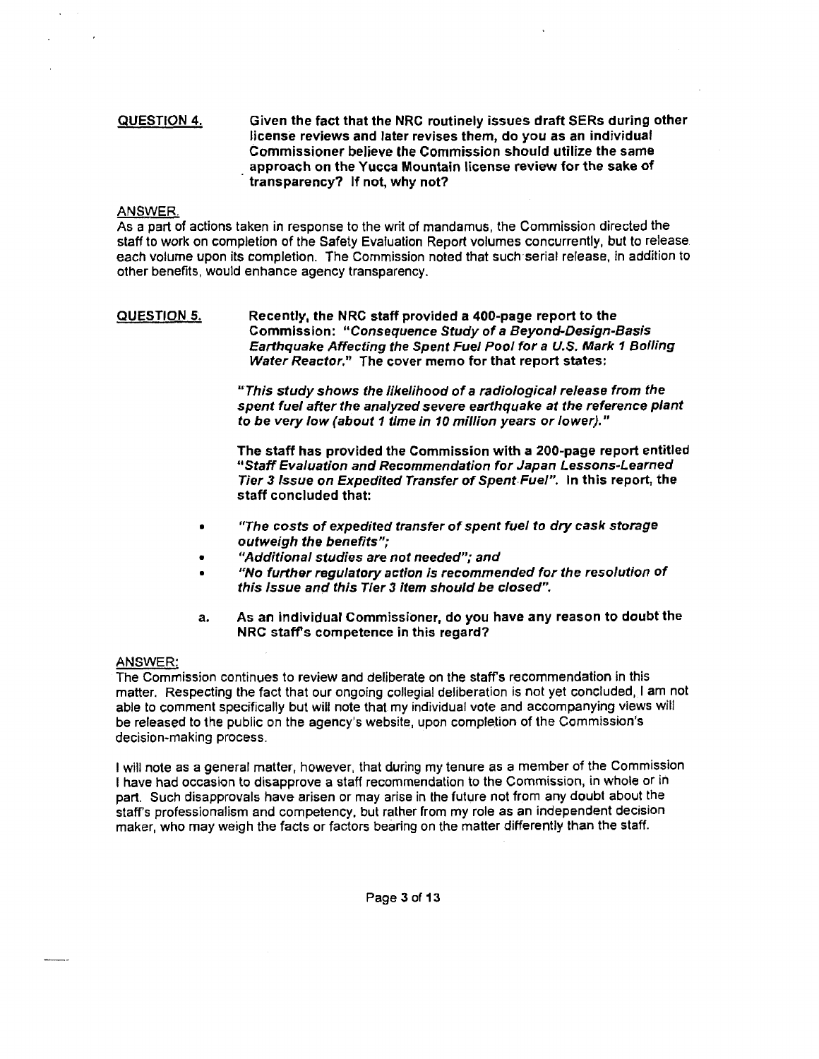**QUESTION 4.** **Given the fact that the NRC routinely issues draft SERs during other license reviews and later revises them, do you as an individual Commissioner believe the Commission should utilize the same approach on the Yucca Mountain license review for the sake of transparency? If not, why not?**

ANSWER.

As a part of actions taken in response to the writ of mandamus, the Commission directed the staff to work on completion of the Safety Evaluation Report volumes concurrently, but to release each volume upon its completion. The Commission noted that such serial release, in addition to other benefits, would enhance agency transparency.

**QUESTION 5.** **Recently, the NRC staff provided a 400-page report to the Commission: "*Consequence Study of a Beyond-Design-Basis Earthquake Affecting the Spent Fuel Pool for a U.S. Mark 1 Boiling Water Reactor.*" The cover memo for that report states:**

***"This study shows the likelihood of a radiological release from the spent fuel after the analyzed severe earthquake at the reference plant to be very low (about 1 time in 10 million years or lower)."***

**The staff has provided the Commission with a 200-page report entitled "*Staff Evaluation and Recommendation for Japan Lessons-Learned Tier 3 Issue on Expedited Transfer of Spent Fuel*". In this report, the staff concluded that:**

- ***"The costs of expedited transfer of spent fuel to dry cask storage outweigh the benefits";***
- ***"Additional studies are not needed"; and***
- ***"No further regulatory action is recommended for the resolution of this issue and this Tier 3 item should be closed".***

**a. As an individual Commissioner, do you have any reason to doubt the NRC staff's competence in this regard?**

ANSWER:

The Commission continues to review and deliberate on the staff's recommendation in this matter. Respecting the fact that our ongoing collegial deliberation is not yet concluded, I am not able to comment specifically but will note that my individual vote and accompanying views will be released to the public on the agency's website, upon completion of the Commission's decision-making process.

I will note as a general matter, however, that during my tenure as a member of the Commission I have had occasion to disapprove a staff recommendation to the Commission, in whole or in part. Such disapprovals have arisen or may arise in the future not from any doubt about the staff's professionalism and competency, but rather from my role as an independent decision maker, who may weigh the facts or factors bearing on the matter differently than the staff.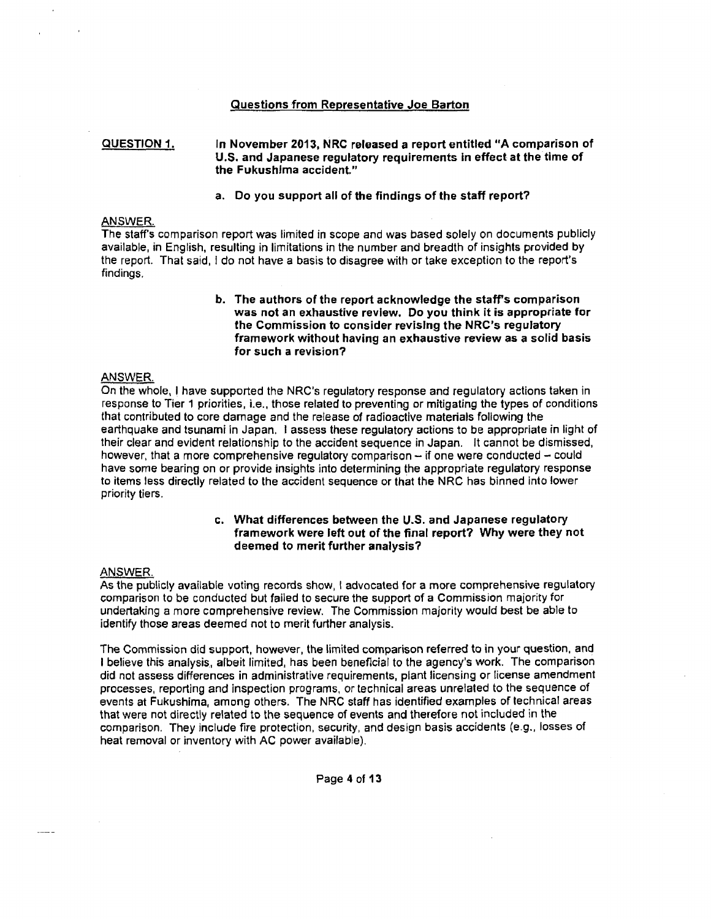## Questions from Representative Joe Barton

**QUESTION 1. In November 2013, NRC released a report entitled "A comparison of U.S. and Japanese regulatory requirements in effect at the time of the Fukushima accident."**

**a. Do you support all of the findings of the staff report?**

ANSWER.

The staff's comparison report was limited in scope and was based solely on documents publicly available, in English, resulting in limitations in the number and breadth of insights provided by the report. That said, I do not have a basis to disagree with or take exception to the report's findings.

**b. The authors of the report acknowledge the staff's comparison was not an exhaustive review. Do you think it is appropriate for the Commission to consider revising the NRC's regulatory framework without having an exhaustive review as a solid basis for such a revision?**

ANSWER.

On the whole, I have supported the NRC's regulatory response and regulatory actions taken in response to Tier 1 priorities, i.e., those related to preventing or mitigating the types of conditions that contributed to core damage and the release of radioactive materials following the earthquake and tsunami in Japan. I assess these regulatory actions to be appropriate in light of their clear and evident relationship to the accident sequence in Japan. It cannot be dismissed, however, that a more comprehensive regulatory comparison – if one were conducted – could have some bearing on or provide insights into determining the appropriate regulatory response to items less directly related to the accident sequence or that the NRC has binned into lower priority tiers.

**c. What differences between the U.S. and Japanese regulatory framework were left out of the final report? Why were they not deemed to merit further analysis?**

ANSWER.

As the publicly available voting records show, I advocated for a more comprehensive regulatory comparison to be conducted but failed to secure the support of a Commission majority for undertaking a more comprehensive review. The Commission majority would best be able to identify those areas deemed not to merit further analysis.

The Commission did support, however, the limited comparison referred to in your question, and I believe this analysis, albeit limited, has been beneficial to the agency's work. The comparison did not assess differences in administrative requirements, plant licensing or license amendment processes, reporting and inspection programs, or technical areas unrelated to the sequence of events at Fukushima, among others. The NRC staff has identified examples of technical areas that were not directly related to the sequence of events and therefore not included in the comparison. They include fire protection, security, and design basis accidents (e.g., losses of heat removal or inventory with AC power available).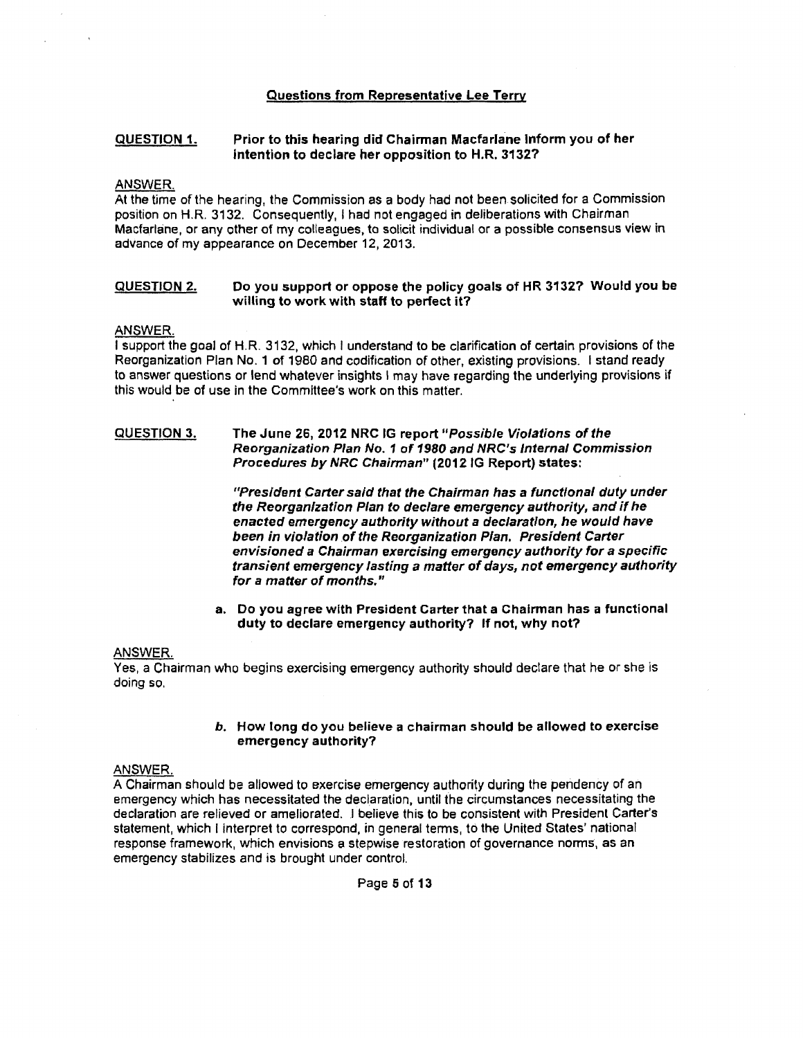## Questions from Representative Lee Terry

**QUESTION 1. Prior to this hearing did Chairman Macfarlane inform you of her intention to declare her opposition to H.R. 3132?**

ANSWER.

At the time of the hearing, the Commission as a body had not been solicited for a Commission position on H.R. 3132. Consequently, I had not engaged in deliberations with Chairman Macfarlane, or any other of my colleagues, to solicit individual or a possible consensus view in advance of my appearance on December 12, 2013.

**QUESTION 2. Do you support or oppose the policy goals of HR 3132? Would you be willing to work with staff to perfect it?**

ANSWER.

I support the goal of H.R. 3132, which I understand to be clarification of certain provisions of the Reorganization Plan No. 1 of 1980 and codification of other, existing provisions. I stand ready to answer questions or lend whatever insights I may have regarding the underlying provisions if this would be of use in the Committee's work on this matter.

**QUESTION 3. The June 26, 2012 NRC IG report "*Possible Violations of the Reorganization Plan No. 1 of 1980 and NRC's Internal Commission Procedures by NRC Chairman*" (2012 IG Report) states:**

> ***"President Carter said that the Chairman has a functional duty under the Reorganization Plan to declare emergency authority, and if he enacted emergency authority without a declaration, he would have been in violation of the Reorganization Plan. President Carter envisioned a Chairman exercising emergency authority for a specific transient emergency lasting a matter of days, not emergency authority for a matter of months."***

**a. Do you agree with President Carter that a Chairman has a functional duty to declare emergency authority? If not, why not?**

ANSWER.

Yes, a Chairman who begins exercising emergency authority should declare that he or she is doing so.

***b.* How long do you believe a chairman should be allowed to exercise emergency authority?**

ANSWER.

A Chairman should be allowed to exercise emergency authority during the pendency of an emergency which has necessitated the declaration, until the circumstances necessitating the declaration are relieved or ameliorated. I believe this to be consistent with President Carter's statement, which I interpret to correspond, in general terms, to the United States' national response framework, which envisions a stepwise restoration of governance norms, as an emergency stabilizes and is brought under control.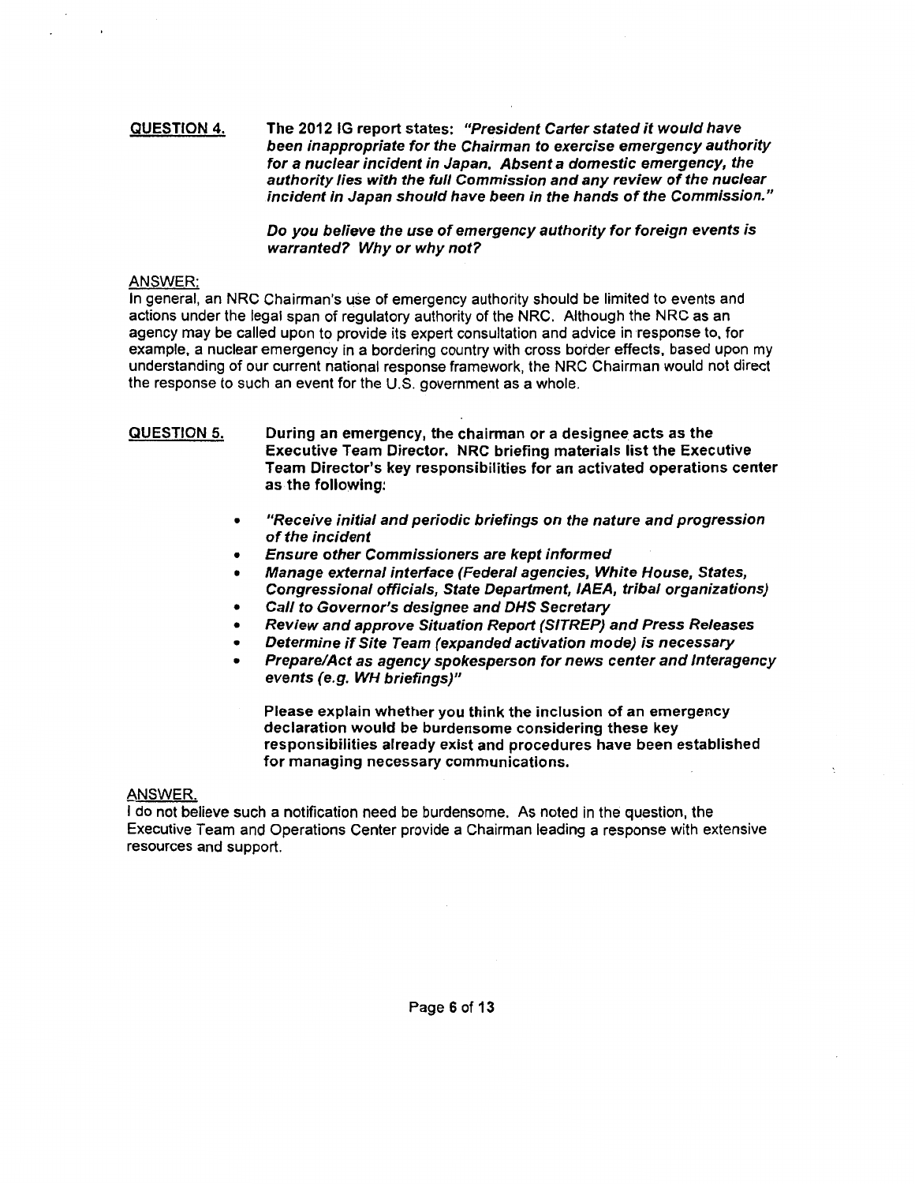**QUESTION 4.** **The 2012 IG report states: *"President Carter stated it would have been inappropriate for the Chairman to exercise emergency authority for a nuclear incident in Japan. Absent a domestic emergency, the authority lies with the full Commission and any review of the nuclear incident in Japan should have been in the hands of the Commission."***

***Do you believe the use of emergency authority for foreign events is warranted? Why or why not?***

ANSWER:

In general, an NRC Chairman's use of emergency authority should be limited to events and actions under the legal span of regulatory authority of the NRC. Although the NRC as an agency may be called upon to provide its expert consultation and advice in response to, for example, a nuclear emergency in a bordering country with cross border effects, based upon my understanding of our current national response framework, the NRC Chairman would not direct the response to such an event for the U.S. government as a whole.

**QUESTION 5.** **During an emergency, the chairman or a designee acts as the Executive Team Director. NRC briefing materials list the Executive Team Director's key responsibilities for an activated operations center as the following:**

- ***"Receive initial and periodic briefings on the nature and progression of the incident***
- ***Ensure other Commissioners are kept informed***
- ***Manage external interface (Federal agencies, White House, States, Congressional officials, State Department, IAEA, tribal organizations)***
- ***Call to Governor's designee and DHS Secretary***
- ***Review and approve Situation Report (SITREP) and Press Releases***
- ***Determine if Site Team (expanded activation mode) is necessary***
- ***Prepare/Act as agency spokesperson for news center and Interagency events (e.g. WH briefings)"***

**Please explain whether you think the inclusion of an emergency declaration would be burdensome considering these key responsibilities already exist and procedures have been established for managing necessary communications.**

ANSWER.

I do not believe such a notification need be burdensome. As noted in the question, the Executive Team and Operations Center provide a Chairman leading a response with extensive resources and support.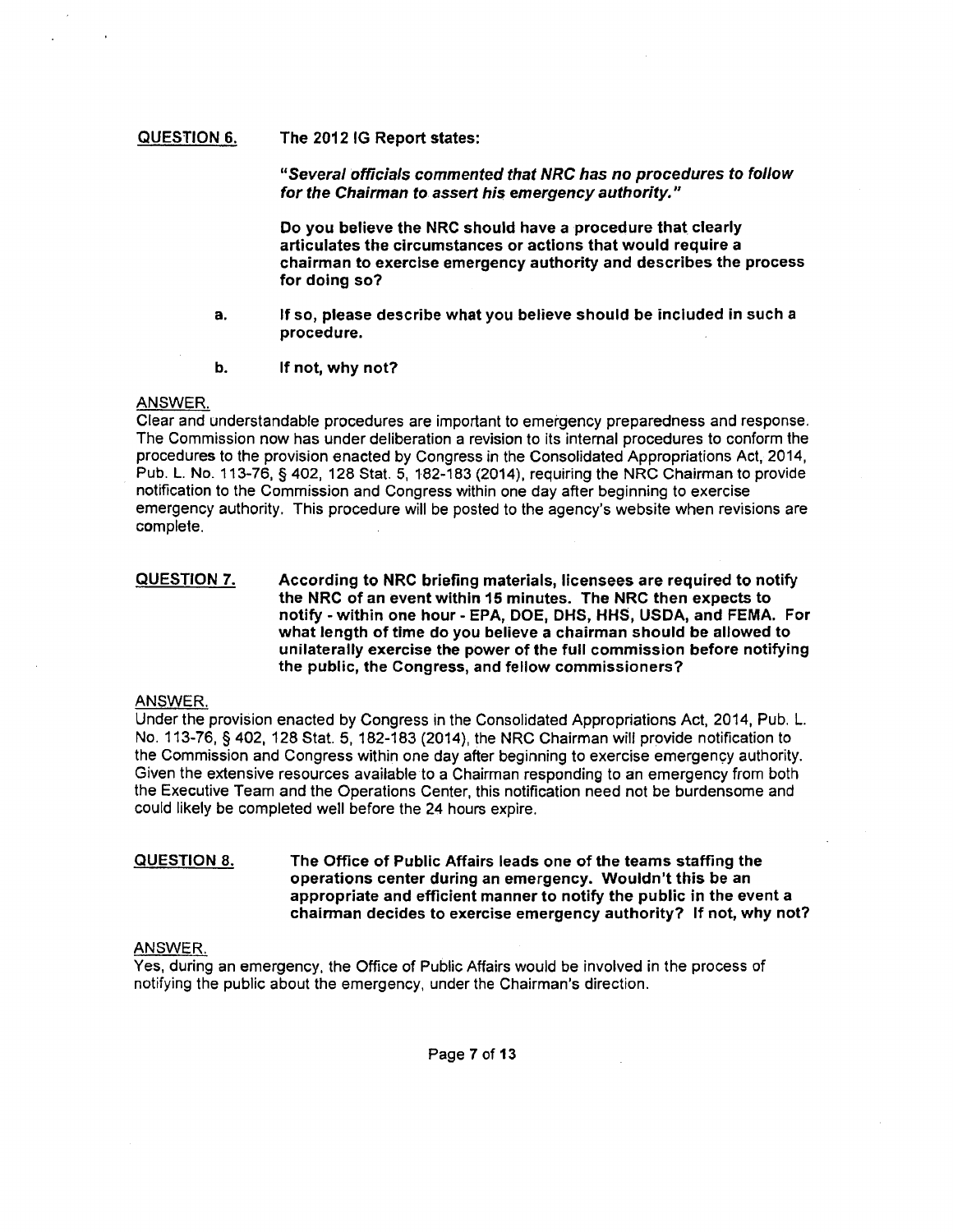**QUESTION 6.** **The 2012 IG Report states:**

***"Several officials commented that NRC has no procedures to follow for the Chairman to assert his emergency authority."***

**Do you believe the NRC should have a procedure that clearly articulates the circumstances or actions that would require a chairman to exercise emergency authority and describes the process for doing so?**

**a.** **If so, please describe what you believe should be included in such a procedure.**

**b.** **If not, why not?**

ANSWER.

Clear and understandable procedures are important to emergency preparedness and response. The Commission now has under deliberation a revision to its internal procedures to conform the procedures to the provision enacted by Congress in the Consolidated Appropriations Act, 2014, Pub. L. No. 113-76, § 402, 128 Stat. 5, 182-183 (2014), requiring the NRC Chairman to provide notification to the Commission and Congress within one day after beginning to exercise emergency authority. This procedure will be posted to the agency's website when revisions are complete.

**QUESTION 7.** **According to NRC briefing materials, licensees are required to notify the NRC of an event within 15 minutes. The NRC then expects to notify - within one hour - EPA, DOE, DHS, HHS, USDA, and FEMA. For what length of time do you believe a chairman should be allowed to unilaterally exercise the power of the full commission before notifying the public, the Congress, and fellow commissioners?**

ANSWER.

Under the provision enacted by Congress in the Consolidated Appropriations Act, 2014, Pub. L. No. 113-76, § 402, 128 Stat. 5, 182-183 (2014), the NRC Chairman will provide notification to the Commission and Congress within one day after beginning to exercise emergency authority. Given the extensive resources available to a Chairman responding to an emergency from both the Executive Team and the Operations Center, this notification need not be burdensome and could likely be completed well before the 24 hours expire.

**QUESTION 8.** **The Office of Public Affairs leads one of the teams staffing the operations center during an emergency. Wouldn't this be an appropriate and efficient manner to notify the public in the event a chairman decides to exercise emergency authority? If not, why not?**

ANSWER.

Yes, during an emergency, the Office of Public Affairs would be involved in the process of notifying the public about the emergency, under the Chairman's direction.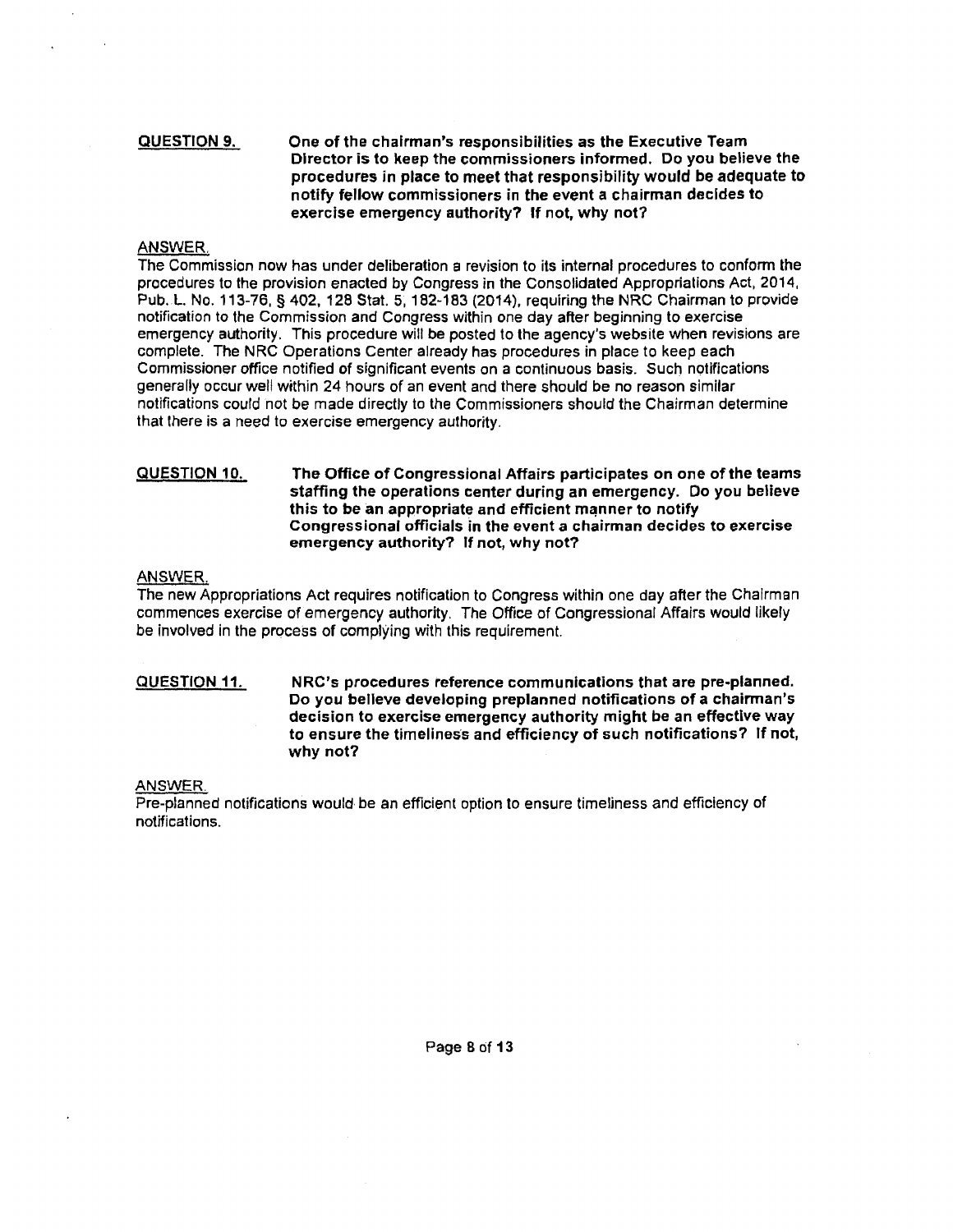**QUESTION 9.** **One of the chairman's responsibilities as the Executive Team Director is to keep the commissioners informed. Do you believe the procedures in place to meet that responsibility would be adequate to notify fellow commissioners in the event a chairman decides to exercise emergency authority? If not, why not?**

ANSWER.

The Commission now has under deliberation a revision to its internal procedures to conform the procedures to the provision enacted by Congress in the Consolidated Appropriations Act, 2014, Pub. L. No. 113-76, § 402, 128 Stat. 5, 182-183 (2014), requiring the NRC Chairman to provide notification to the Commission and Congress within one day after beginning to exercise emergency authority. This procedure will be posted to the agency's website when revisions are complete. The NRC Operations Center already has procedures in place to keep each Commissioner office notified of significant events on a continuous basis. Such notifications generally occur well within 24 hours of an event and there should be no reason similar notifications could not be made directly to the Commissioners should the Chairman determine that there is a need to exercise emergency authority.

**QUESTION 10.** **The Office of Congressional Affairs participates on one of the teams staffing the operations center during an emergency. Do you believe this to be an appropriate and efficient manner to notify Congressional officials in the event a chairman decides to exercise emergency authority? If not, why not?**

ANSWER.

The new Appropriations Act requires notification to Congress within one day after the Chairman commences exercise of emergency authority. The Office of Congressional Affairs would likely be involved in the process of complying with this requirement.

**QUESTION 11.** **NRC's procedures reference communications that are pre-planned. Do you believe developing preplanned notifications of a chairman's decision to exercise emergency authority might be an effective way to ensure the timeliness and efficiency of such notifications? If not, why not?**

ANSWER.

Pre-planned notifications would be an efficient option to ensure timeliness and efficiency of notifications.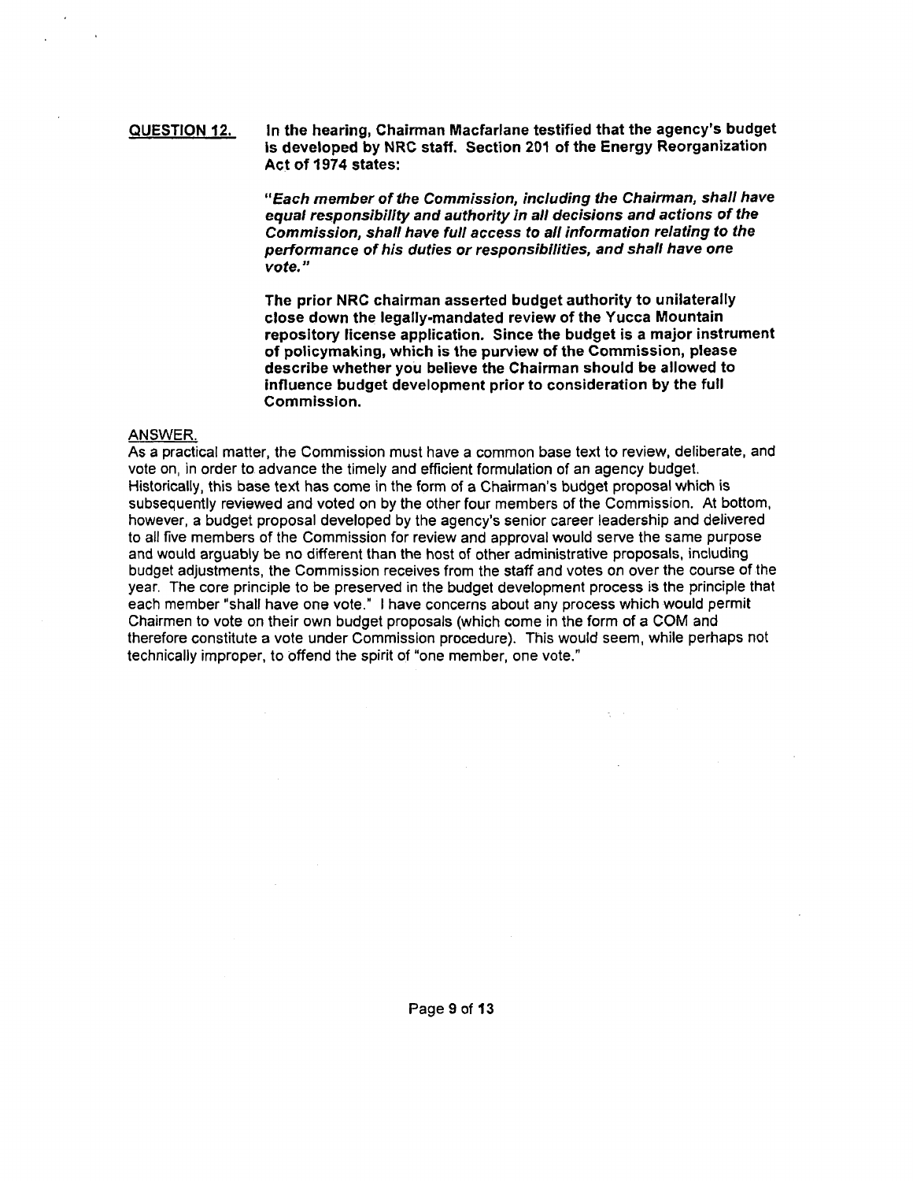**QUESTION 12.** **In the hearing, Chairman Macfarlane testified that the agency's budget is developed by NRC staff. Section 201 of the Energy Reorganization Act of 1974 states:**

***"Each member of the Commission, including the Chairman, shall have equal responsibility and authority in all decisions and actions of the Commission, shall have full access to all information relating to the performance of his duties or responsibilities, and shall have one vote."***

**The prior NRC chairman asserted budget authority to unilaterally close down the legally-mandated review of the Yucca Mountain repository license application. Since the budget is a major instrument of policymaking, which is the purview of the Commission, please describe whether you believe the Chairman should be allowed to influence budget development prior to consideration by the full Commission.**

ANSWER.

As a practical matter, the Commission must have a common base text to review, deliberate, and vote on, in order to advance the timely and efficient formulation of an agency budget. Historically, this base text has come in the form of a Chairman's budget proposal which is subsequently reviewed and voted on by the other four members of the Commission. At bottom, however, a budget proposal developed by the agency's senior career leadership and delivered to all five members of the Commission for review and approval would serve the same purpose and would arguably be no different than the host of other administrative proposals, including budget adjustments, the Commission receives from the staff and votes on over the course of the year. The core principle to be preserved in the budget development process is the principle that each member "shall have one vote." I have concerns about any process which would permit Chairmen to vote on their own budget proposals (which come in the form of a COM and therefore constitute a vote under Commission procedure). This would seem, while perhaps not technically improper, to offend the spirit of "one member, one vote."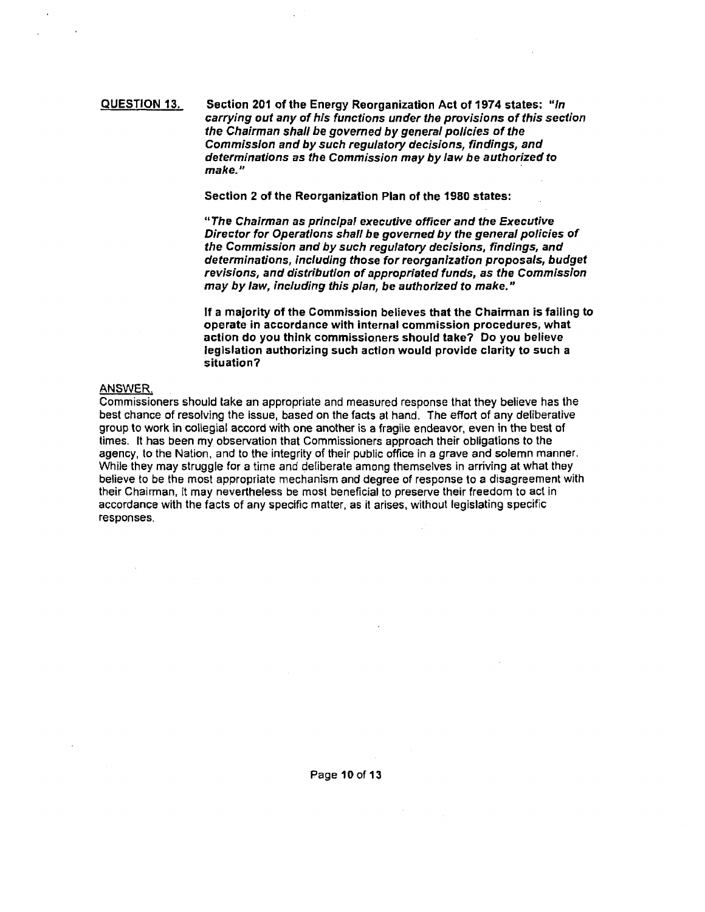**QUESTION 13.** **Section 201 of the Energy Reorganization Act of 1974 states: *"In carrying out any of his functions under the provisions of this section the Chairman shall be governed by general policies of the Commission and by such regulatory decisions, findings, and determinations as the Commission may by law be authorized to make."***

**Section 2 of the Reorganization Plan of the 1980 states:**

***"The Chairman as principal executive officer and the Executive Director for Operations shall be governed by the general policies of the Commission and by such regulatory decisions, findings, and determinations, including those for reorganization proposals, budget revisions, and distribution of appropriated funds, as the Commission may by law, including this plan, be authorized to make."***

**If a majority of the Commission believes that the Chairman is failing to operate in accordance with internal commission procedures, what action do you think commissioners should take? Do you believe legislation authorizing such action would provide clarity to such a situation?**

ANSWER.

Commissioners should take an appropriate and measured response that they believe has the best chance of resolving the issue, based on the facts at hand. The effort of any deliberative group to work in collegial accord with one another is a fragile endeavor, even in the best of times. It has been my observation that Commissioners approach their obligations to the agency, to the Nation, and to the integrity of their public office in a grave and solemn manner. While they may struggle for a time and deliberate among themselves in arriving at what they believe to be the most appropriate mechanism and degree of response to a disagreement with their Chairman, it may nevertheless be most beneficial to preserve their freedom to act in accordance with the facts of any specific matter, as it arises, without legislating specific responses.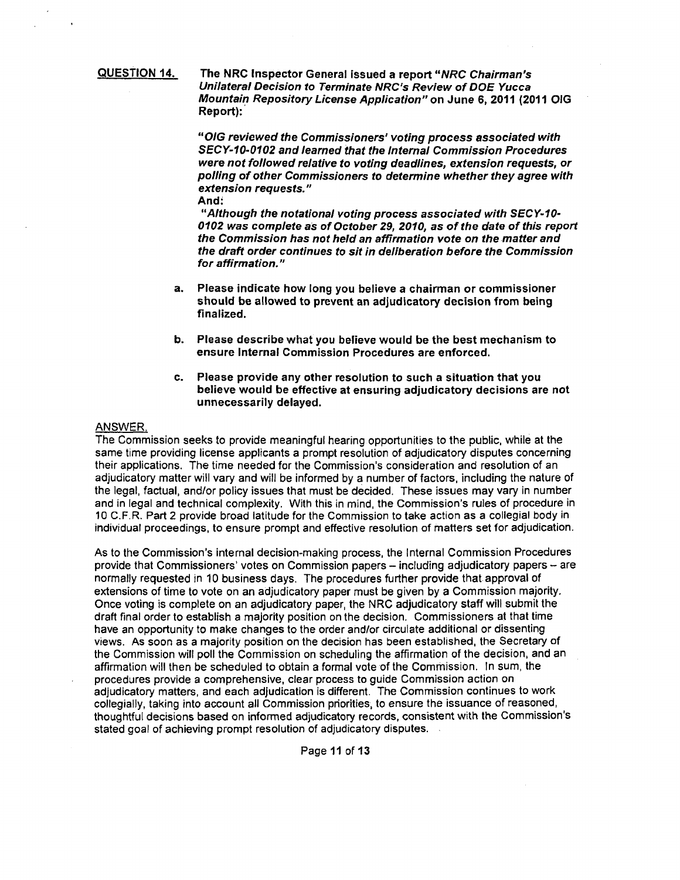**QUESTION 14.** **The NRC Inspector General issued a report "*NRC Chairman's Unilateral Decision to Terminate NRC's Review of DOE Yucca Mountain Repository License Application*" on June 6, 2011 (2011 OIG Report):**

***"OIG reviewed the Commissioners' voting process associated with SECY-10-0102 and learned that the Internal Commission Procedures were not followed relative to voting deadlines, extension requests, or polling of other Commissioners to determine whether they agree with extension requests."***

**And:**

***"Although the notational voting process associated with SECY-10-0102 was complete as of October 29, 2010, as of the date of this report the Commission has not held an affirmation vote on the matter and the draft order continues to sit in deliberation before the Commission for affirmation."***

**a. Please indicate how long you believe a chairman or commissioner should be allowed to prevent an adjudicatory decision from being finalized.**

**b. Please describe what you believe would be the best mechanism to ensure Internal Commission Procedures are enforced.**

**c. Please provide any other resolution to such a situation that you believe would be effective at ensuring adjudicatory decisions are not unnecessarily delayed.**

ANSWER.

The Commission seeks to provide meaningful hearing opportunities to the public, while at the same time providing license applicants a prompt resolution of adjudicatory disputes concerning their applications. The time needed for the Commission's consideration and resolution of an adjudicatory matter will vary and will be informed by a number of factors, including the nature of the legal, factual, and/or policy issues that must be decided. These issues may vary in number and in legal and technical complexity. With this in mind, the Commission's rules of procedure in 10 C.F.R. Part 2 provide broad latitude for the Commission to take action as a collegial body in individual proceedings, to ensure prompt and effective resolution of matters set for adjudication.

As to the Commission's internal decision-making process, the Internal Commission Procedures provide that Commissioners' votes on Commission papers – including adjudicatory papers – are normally requested in 10 business days. The procedures further provide that approval of extensions of time to vote on an adjudicatory paper must be given by a Commission majority. Once voting is complete on an adjudicatory paper, the NRC adjudicatory staff will submit the draft final order to establish a majority position on the decision. Commissioners at that time have an opportunity to make changes to the order and/or circulate additional or dissenting views. As soon as a majority position on the decision has been established, the Secretary of the Commission will poll the Commission on scheduling the affirmation of the decision, and an affirmation will then be scheduled to obtain a formal vote of the Commission. In sum, the procedures provide a comprehensive, clear process to guide Commission action on adjudicatory matters, and each adjudication is different. The Commission continues to work collegially, taking into account all Commission priorities, to ensure the issuance of reasoned, thoughtful decisions based on informed adjudicatory records, consistent with the Commission's stated goal of achieving prompt resolution of adjudicatory disputes.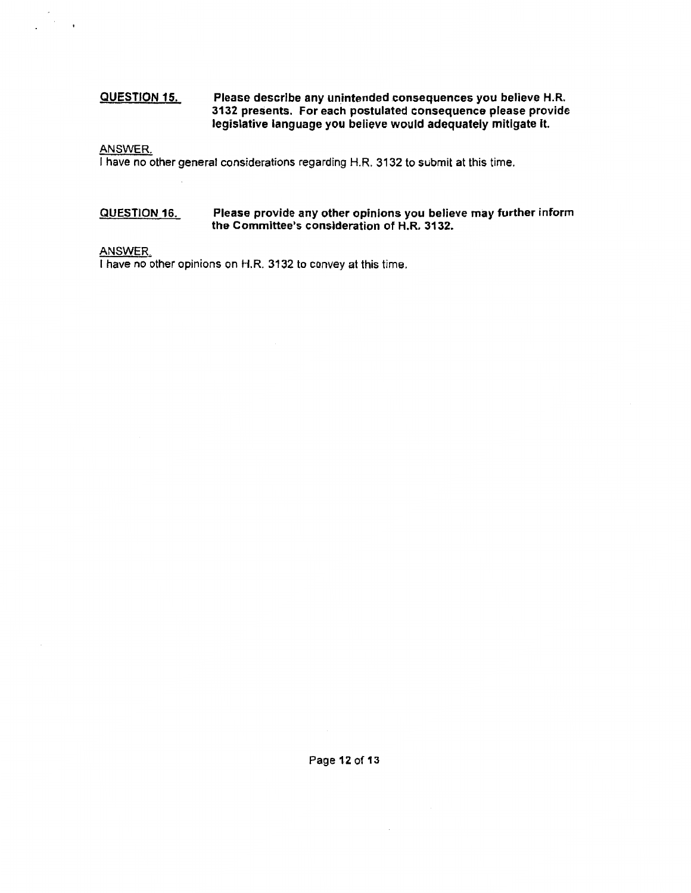**QUESTION 15.** **Please describe any unintended consequences you believe H.R. 3132 presents. For each postulated consequence please provide legislative language you believe would adequately mitigate it.**

ANSWER.
I have no other general considerations regarding H.R. 3132 to submit at this time.

**QUESTION 16.** **Please provide any other opinions you believe may further inform the Committee's consideration of H.R. 3132.**

ANSWER.
I have no other opinions on H.R. 3132 to convey at this time.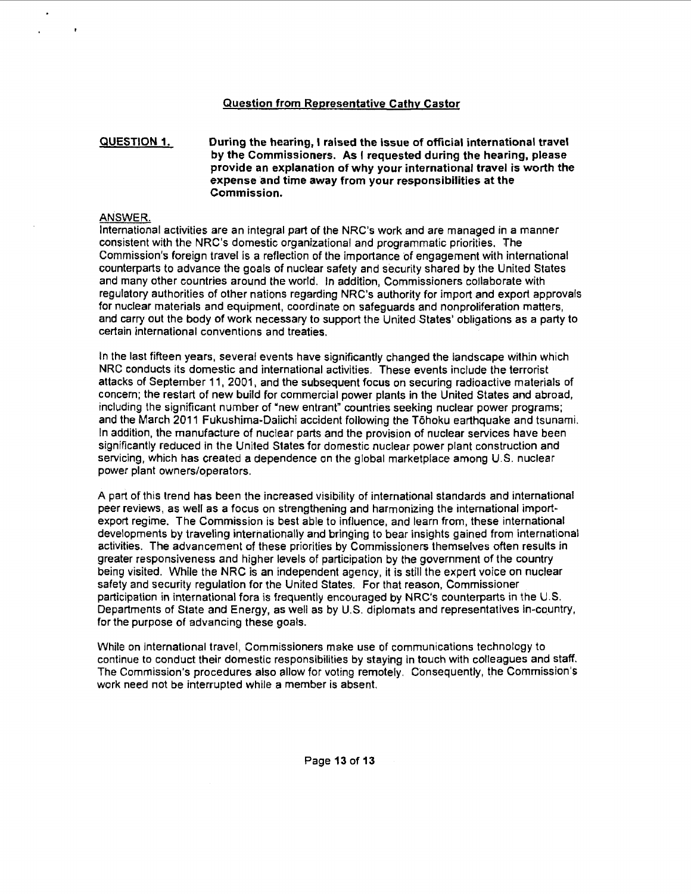## Question from Representative Cathy Castor

**QUESTION 1.** **During the hearing, I raised the issue of official international travel by the Commissioners. As I requested during the hearing, please provide an explanation of why your international travel is worth the expense and time away from your responsibilities at the Commission.**

ANSWER.

International activities are an integral part of the NRC's work and are managed in a manner consistent with the NRC's domestic organizational and programmatic priorities. The Commission's foreign travel is a reflection of the importance of engagement with international counterparts to advance the goals of nuclear safety and security shared by the United States and many other countries around the world. In addition, Commissioners collaborate with regulatory authorities of other nations regarding NRC's authority for import and export approvals for nuclear materials and equipment, coordinate on safeguards and nonproliferation matters, and carry out the body of work necessary to support the United States' obligations as a party to certain international conventions and treaties.

In the last fifteen years, several events have significantly changed the landscape within which NRC conducts its domestic and international activities. These events include the terrorist attacks of September 11, 2001, and the subsequent focus on securing radioactive materials of concern; the restart of new build for commercial power plants in the United States and abroad, including the significant number of "new entrant" countries seeking nuclear power programs; and the March 2011 Fukushima-Daiichi accident following the Tōhoku earthquake and tsunami. In addition, the manufacture of nuclear parts and the provision of nuclear services have been significantly reduced in the United States for domestic nuclear power plant construction and servicing, which has created a dependence on the global marketplace among U.S. nuclear power plant owners/operators.

A part of this trend has been the increased visibility of international standards and international peer reviews, as well as a focus on strengthening and harmonizing the international import-export regime. The Commission is best able to influence, and learn from, these international developments by traveling internationally and bringing to bear insights gained from international activities. The advancement of these priorities by Commissioners themselves often results in greater responsiveness and higher levels of participation by the government of the country being visited. While the NRC is an independent agency, it is still the expert voice on nuclear safety and security regulation for the United States. For that reason, Commissioner participation in international fora is frequently encouraged by NRC's counterparts in the U.S. Departments of State and Energy, as well as by U.S. diplomats and representatives in-country, for the purpose of advancing these goals.

While on international travel, Commissioners make use of communications technology to continue to conduct their domestic responsibilities by staying in touch with colleagues and staff. The Commission's procedures also allow for voting remotely. Consequently, the Commission's work need not be interrupted while a member is absent.